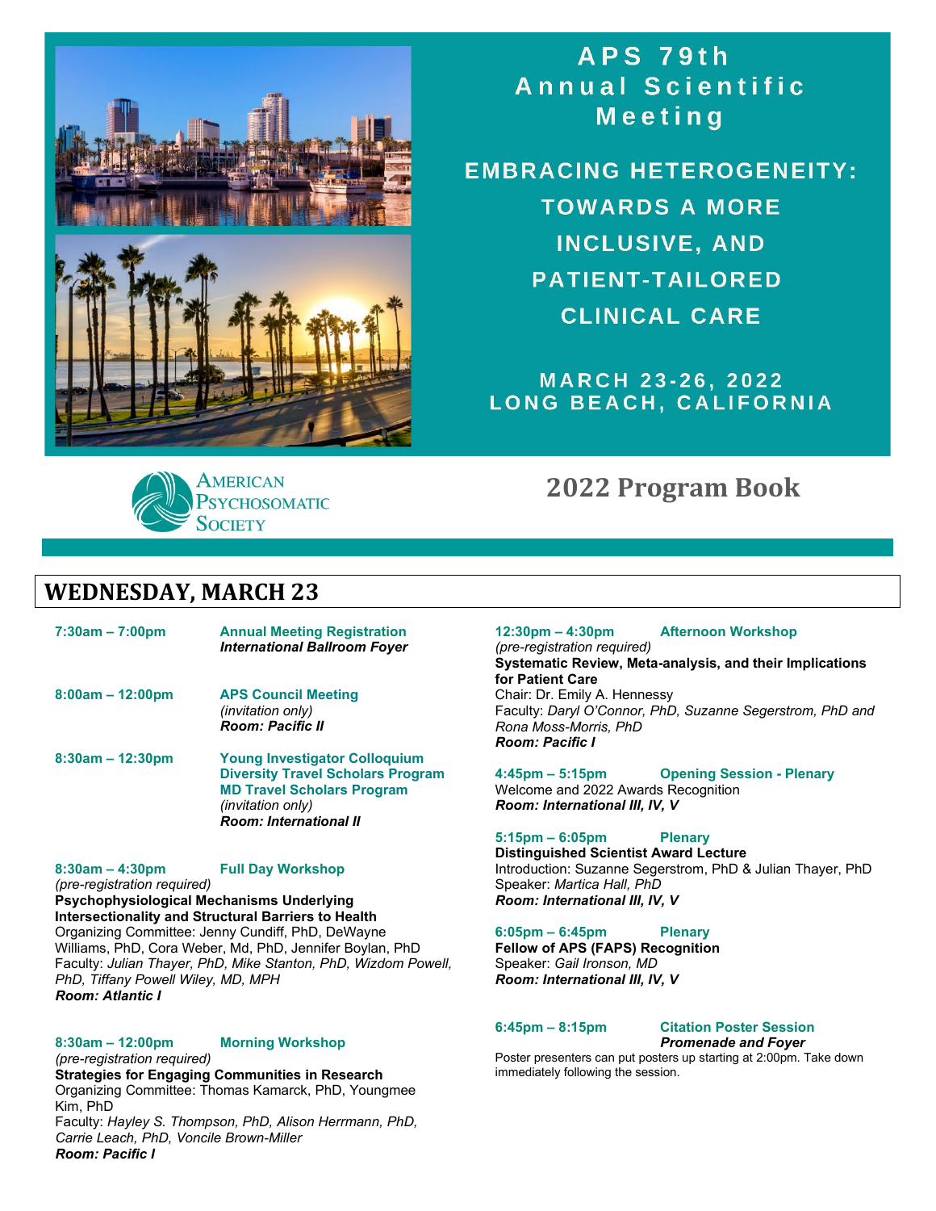# APS 79th Annual Scientific Meeting

## EMBRACING HETEROGENEITY: TOWARDS A MORE INCLUSIVE, AND PATIENT-TAILORED CLINICAL CARE

**MARCH 23-26, 2022**
**LONG BEACH, CALIFORNIA**

American Psychosomatic Society

## 2022 Program Book

## WEDNESDAY, MARCH 23

**7:30am – 7:00pm** **Annual Meeting Registration**
***International Ballroom Foyer***

**8:00am – 12:00pm** **APS Council Meeting**
*(invitation only)*
***Room: Pacific II***

**8:30am – 12:30pm** **Young Investigator Colloquium**
**Diversity Travel Scholars Program**
**MD Travel Scholars Program**
*(invitation only)*
***Room: International II***

**8:30am – 4:30pm** **Full Day Workshop**
*(pre-registration required)*
**Psychophysiological Mechanisms Underlying Intersectionality and Structural Barriers to Health**
Organizing Committee: Jenny Cundiff, PhD, DeWayne Williams, PhD, Cora Weber, Md, PhD, Jennifer Boylan, PhD
Faculty: *Julian Thayer, PhD, Mike Stanton, PhD, Wizdom Powell, PhD, Tiffany Powell Wiley, MD, MPH*
***Room: Atlantic I***

**8:30am – 12:00pm** **Morning Workshop**
*(pre-registration required)*
**Strategies for Engaging Communities in Research**
Organizing Committee: Thomas Kamarck, PhD, Youngmee Kim, PhD
Faculty: *Hayley S. Thompson, PhD, Alison Herrmann, PhD, Carrie Leach, PhD, Voncile Brown-Miller*
***Room: Pacific I***

**12:30pm – 4:30pm** **Afternoon Workshop**
*(pre-registration required)*
**Systematic Review, Meta-analysis, and their Implications for Patient Care**
Chair: Dr. Emily A. Hennessy
Faculty: *Daryl O'Connor, PhD, Suzanne Segerstrom, PhD and Rona Moss-Morris, PhD*
***Room: Pacific I***

**4:45pm – 5:15pm** **Opening Session - Plenary**
Welcome and 2022 Awards Recognition
***Room: International III, IV, V***

**5:15pm – 6:05pm** **Plenary**
**Distinguished Scientist Award Lecture**
Introduction: Suzanne Segerstrom, PhD & Julian Thayer, PhD
Speaker: *Martica Hall, PhD*
***Room: International III, IV, V***

**6:05pm – 6:45pm** **Plenary**
**Fellow of APS (FAPS) Recognition**
Speaker: *Gail Ironson, MD*
***Room: International III, IV, V***

**6:45pm – 8:15pm** **Citation Poster Session**
***Promenade and Foyer***
Poster presenters can put posters up starting at 2:00pm. Take down immediately following the session.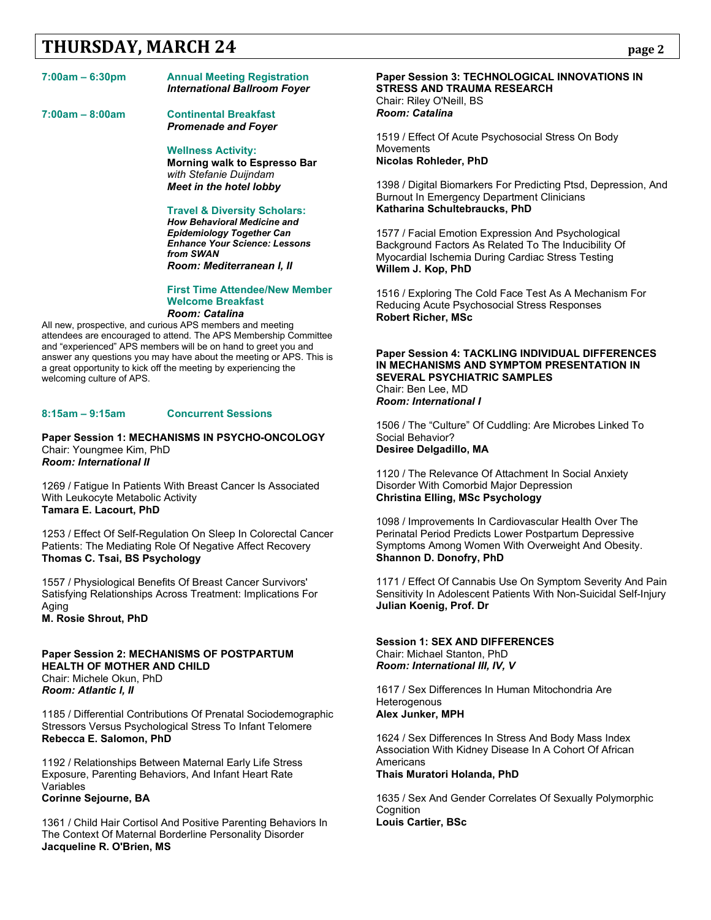## THURSDAY, MARCH 24

**7:00am – 6:30pm** **Annual Meeting Registration**
***International Ballroom Foyer***

**7:00am – 8:00am** **Continental Breakfast**
***Promenade and Foyer***

**Wellness Activity:**
**Morning walk to Espresso Bar**
*with Stefanie Duijndam*
***Meet in the hotel lobby***

**Travel & Diversity Scholars:**
***How Behavioral Medicine and Epidemiology Together Can Enhance Your Science: Lessons from SWAN***
***Room: Mediterranean I, II***

**First Time Attendee/New Member Welcome Breakfast**
***Room: Catalina***

All new, prospective, and curious APS members and meeting attendees are encouraged to attend. The APS Membership Committee and "experienced" APS members will be on hand to greet you and answer any questions you may have about the meeting or APS. This is a great opportunity to kick off the meeting by experiencing the welcoming culture of APS.

**8:15am – 9:15am** **Concurrent Sessions**

**Paper Session 1: MECHANISMS IN PSYCHO-ONCOLOGY**
Chair: Youngmee Kim, PhD
***Room: International II***

1269 / Fatigue In Patients With Breast Cancer Is Associated With Leukocyte Metabolic Activity
**Tamara E. Lacourt, PhD**

1253 / Effect Of Self-Regulation On Sleep In Colorectal Cancer Patients: The Mediating Role Of Negative Affect Recovery
**Thomas C. Tsai, BS Psychology**

1557 / Physiological Benefits Of Breast Cancer Survivors' Satisfying Relationships Across Treatment: Implications For Aging
**M. Rosie Shrout, PhD**

**Paper Session 2: MECHANISMS OF POSTPARTUM HEALTH OF MOTHER AND CHILD**
Chair: Michele Okun, PhD
***Room: Atlantic I, II***

1185 / Differential Contributions Of Prenatal Sociodemographic Stressors Versus Psychological Stress To Infant Telomere
**Rebecca E. Salomon, PhD**

1192 / Relationships Between Maternal Early Life Stress Exposure, Parenting Behaviors, And Infant Heart Rate Variables
**Corinne Sejourne, BA**

1361 / Child Hair Cortisol And Positive Parenting Behaviors In The Context Of Maternal Borderline Personality Disorder
**Jacqueline R. O'Brien, MS**

**Paper Session 3: TECHNOLOGICAL INNOVATIONS IN STRESS AND TRAUMA RESEARCH**
Chair: Riley O'Neill, BS
***Room: Catalina***

1519 / Effect Of Acute Psychosocial Stress On Body Movements
**Nicolas Rohleder, PhD**

1398 / Digital Biomarkers For Predicting Ptsd, Depression, And Burnout In Emergency Department Clinicians
**Katharina Schultebraucks, PhD**

1577 / Facial Emotion Expression And Psychological Background Factors As Related To The Inducibility Of Myocardial Ischemia During Cardiac Stress Testing
**Willem J. Kop, PhD**

1516 / Exploring The Cold Face Test As A Mechanism For Reducing Acute Psychosocial Stress Responses
**Robert Richer, MSc**

**Paper Session 4: TACKLING INDIVIDUAL DIFFERENCES IN MECHANISMS AND SYMPTOM PRESENTATION IN SEVERAL PSYCHIATRIC SAMPLES**
Chair: Ben Lee, MD
***Room: International I***

1506 / The "Culture" Of Cuddling: Are Microbes Linked To Social Behavior?
**Desiree Delgadillo, MA**

1120 / The Relevance Of Attachment In Social Anxiety Disorder With Comorbid Major Depression
**Christina Elling, MSc Psychology**

1098 / Improvements In Cardiovascular Health Over The Perinatal Period Predicts Lower Postpartum Depressive Symptoms Among Women With Overweight And Obesity.
**Shannon D. Donofry, PhD**

1171 / Effect Of Cannabis Use On Symptom Severity And Pain Sensitivity In Adolescent Patients With Non-Suicidal Self-Injury
**Julian Koenig, Prof. Dr**

**Session 1: SEX AND DIFFERENCES**
Chair: Michael Stanton, PhD
***Room: International III, IV, V***

1617 / Sex Differences In Human Mitochondria Are Heterogenous
**Alex Junker, MPH**

1624 / Sex Differences In Stress And Body Mass Index Association With Kidney Disease In A Cohort Of African Americans
**Thais Muratori Holanda, PhD**

1635 / Sex And Gender Correlates Of Sexually Polymorphic Cognition
**Louis Cartier, BSc**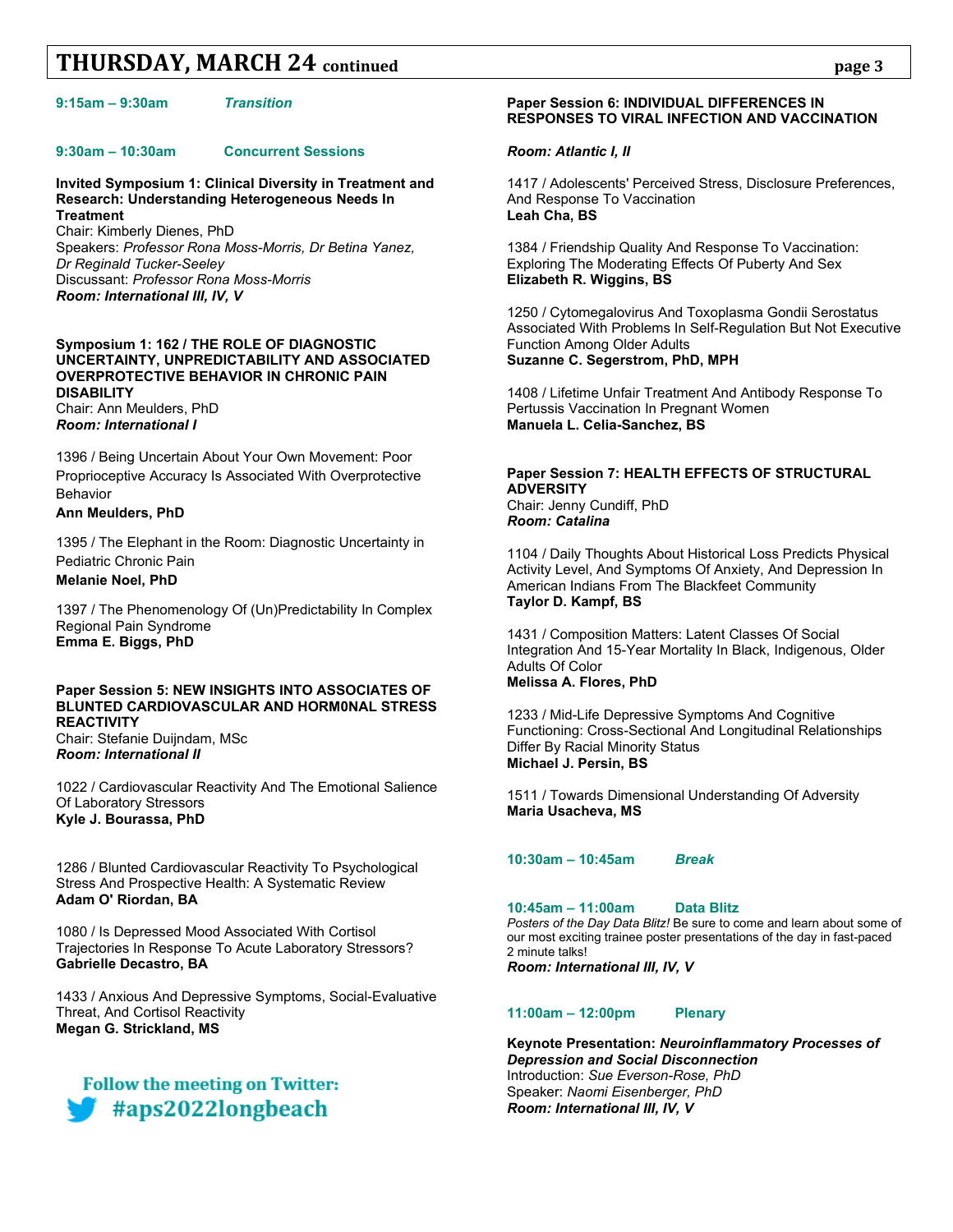## THURSDAY, MARCH 24 continued

**9:15am – 9:30am** *Transition*

**9:30am – 10:30am** **Concurrent Sessions**

**Invited Symposium 1: Clinical Diversity in Treatment and Research: Understanding Heterogeneous Needs In Treatment**
Chair: Kimberly Dienes, PhD
Speakers: *Professor Rona Moss-Morris, Dr Betina Yanez, Dr Reginald Tucker-Seeley*
Discussant: *Professor Rona Moss-Morris*
***Room: International III, IV, V***

**Symposium 1: 162 / THE ROLE OF DIAGNOSTIC UNCERTAINTY, UNPREDICTABILITY AND ASSOCIATED OVERPROTECTIVE BEHAVIOR IN CHRONIC PAIN DISABILITY**
Chair: Ann Meulders, PhD
***Room: International I***

1396 / Being Uncertain About Your Own Movement: Poor Proprioceptive Accuracy Is Associated With Overprotective Behavior
**Ann Meulders, PhD**

1395 / The Elephant in the Room: Diagnostic Uncertainty in Pediatric Chronic Pain
**Melanie Noel, PhD**

1397 / The Phenomenology Of (Un)Predictability In Complex Regional Pain Syndrome
**Emma E. Biggs, PhD**

**Paper Session 5: NEW INSIGHTS INTO ASSOCIATES OF BLUNTED CARDIOVASCULAR AND HORM0NAL STRESS REACTIVITY**
Chair: Stefanie Duijndam, MSc
***Room: International II***

1022 / Cardiovascular Reactivity And The Emotional Salience Of Laboratory Stressors
**Kyle J. Bourassa, PhD**

1286 / Blunted Cardiovascular Reactivity To Psychological Stress And Prospective Health: A Systematic Review
**Adam O' Riordan, BA**

1080 / Is Depressed Mood Associated With Cortisol Trajectories In Response To Acute Laboratory Stressors?
**Gabrielle Decastro, BA**

1433 / Anxious And Depressive Symptoms, Social-Evaluative Threat, And Cortisol Reactivity
**Megan G. Strickland, MS**

**Follow the meeting on Twitter: #aps2022longbeach**

**Paper Session 6: INDIVIDUAL DIFFERENCES IN RESPONSES TO VIRAL INFECTION AND VACCINATION**

***Room: Atlantic I, II***

1417 / Adolescents' Perceived Stress, Disclosure Preferences, And Response To Vaccination
**Leah Cha, BS**

1384 / Friendship Quality And Response To Vaccination: Exploring The Moderating Effects Of Puberty And Sex
**Elizabeth R. Wiggins, BS**

1250 / Cytomegalovirus And Toxoplasma Gondii Serostatus Associated With Problems In Self-Regulation But Not Executive Function Among Older Adults
**Suzanne C. Segerstrom, PhD, MPH**

1408 / Lifetime Unfair Treatment And Antibody Response To Pertussis Vaccination In Pregnant Women
**Manuela L. Celia-Sanchez, BS**

**Paper Session 7: HEALTH EFFECTS OF STRUCTURAL ADVERSITY**
Chair: Jenny Cundiff, PhD
***Room: Catalina***

1104 / Daily Thoughts About Historical Loss Predicts Physical Activity Level, And Symptoms Of Anxiety, And Depression In American Indians From The Blackfeet Community
**Taylor D. Kampf, BS**

1431 / Composition Matters: Latent Classes Of Social Integration And 15-Year Mortality In Black, Indigenous, Older Adults Of Color
**Melissa A. Flores, PhD**

1233 / Mid-Life Depressive Symptoms And Cognitive Functioning: Cross-Sectional And Longitudinal Relationships Differ By Racial Minority Status
**Michael J. Persin, BS**

1511 / Towards Dimensional Understanding Of Adversity
**Maria Usacheva, MS**

**10:30am – 10:45am** *Break*

**10:45am – 11:00am** **Data Blitz**
*Posters of the Day Data Blitz!* Be sure to come and learn about some of our most exciting trainee poster presentations of the day in fast-paced 2 minute talks!
***Room: International III, IV, V***

**11:00am – 12:00pm** **Plenary**

**Keynote Presentation: *Neuroinflammatory Processes of Depression and Social Disconnection***
Introduction: *Sue Everson-Rose, PhD*
Speaker: *Naomi Eisenberger, PhD*
***Room: International III, IV, V***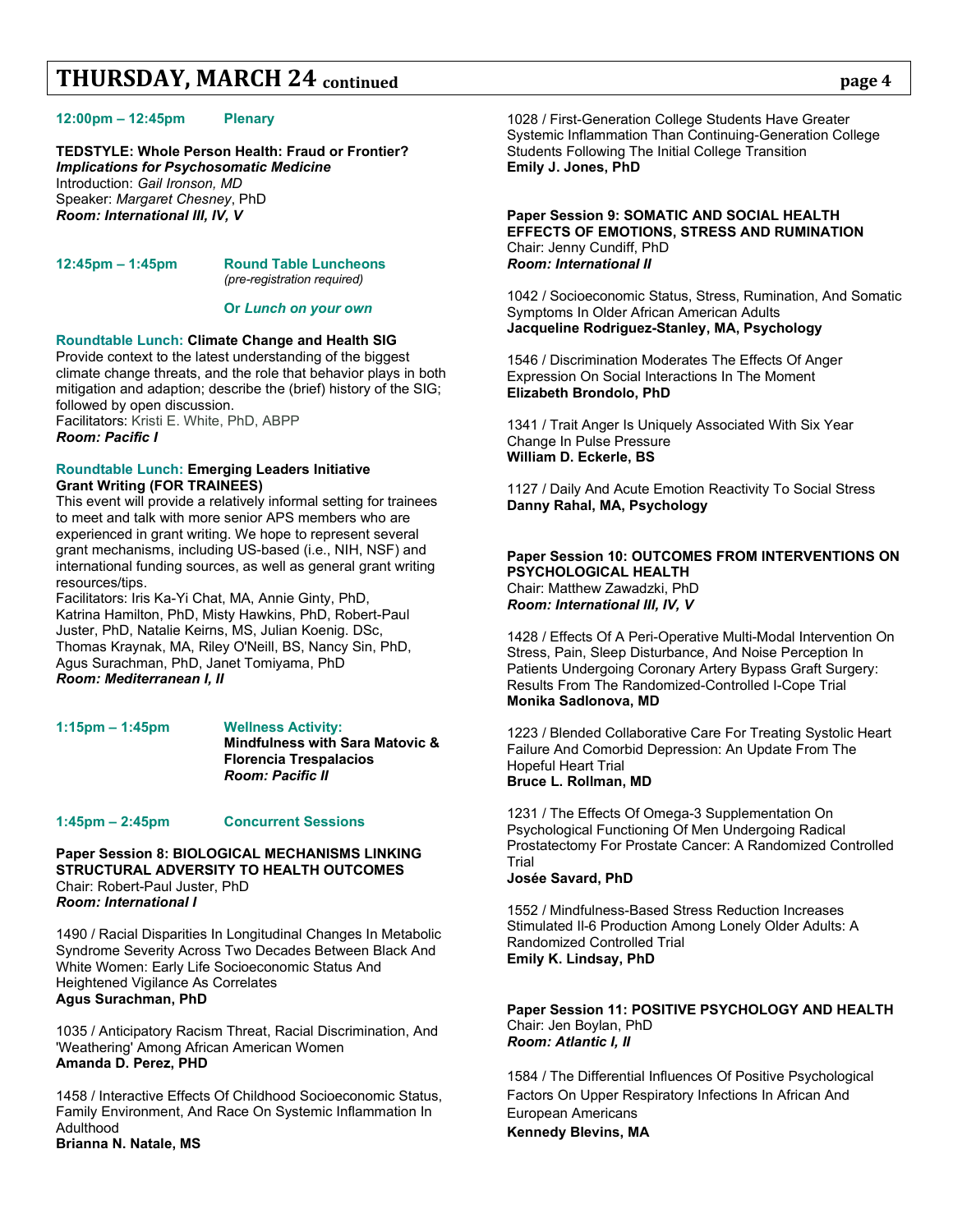## THURSDAY, MARCH 24 continued

**12:00pm – 12:45pm** **Plenary**

**TEDSTYLE: Whole Person Health: Fraud or Frontier?**
***Implications for Psychosomatic Medicine***
Introduction: *Gail Ironson, MD*
Speaker: *Margaret Chesney*, PhD
***Room: International III, IV, V***

**12:45pm – 1:45pm** **Round Table Luncheons**
*(pre-registration required)*

**Or *Lunch on your own***

**Roundtable Lunch: Climate Change and Health SIG**
Provide context to the latest understanding of the biggest climate change threats, and the role that behavior plays in both mitigation and adaption; describe the (brief) history of the SIG; followed by open discussion.
Facilitators: Kristi E. White, PhD, ABPP
***Room: Pacific I***

**Roundtable Lunch: Emerging Leaders Initiative Grant Writing (FOR TRAINEES)**
This event will provide a relatively informal setting for trainees to meet and talk with more senior APS members who are experienced in grant writing. We hope to represent several grant mechanisms, including US-based (i.e., NIH, NSF) and international funding sources, as well as general grant writing resources/tips.
Facilitators: Iris Ka-Yi Chat, MA, Annie Ginty, PhD, Katrina Hamilton, PhD, Misty Hawkins, PhD, Robert-Paul Juster, PhD, Natalie Keirns, MS, Julian Koenig. DSc, Thomas Kraynak, MA, Riley O'Neill, BS, Nancy Sin, PhD, Agus Surachman, PhD, Janet Tomiyama, PhD
***Room: Mediterranean I, II***

**1:15pm – 1:45pm** **Wellness Activity:**
**Mindfulness with Sara Matovic & Florencia Trespalacios**
***Room: Pacific II***

**1:45pm – 2:45pm** **Concurrent Sessions**

**Paper Session 8: BIOLOGICAL MECHANISMS LINKING STRUCTURAL ADVERSITY TO HEALTH OUTCOMES**
Chair: Robert-Paul Juster, PhD
***Room: International I***

1490 / Racial Disparities In Longitudinal Changes In Metabolic Syndrome Severity Across Two Decades Between Black And White Women: Early Life Socioeconomic Status And Heightened Vigilance As Correlates
**Agus Surachman, PhD**

1035 / Anticipatory Racism Threat, Racial Discrimination, And 'Weathering' Among African American Women
**Amanda D. Perez, PHD**

1458 / Interactive Effects Of Childhood Socioeconomic Status, Family Environment, And Race On Systemic Inflammation In Adulthood
**Brianna N. Natale, MS**

1028 / First-Generation College Students Have Greater Systemic Inflammation Than Continuing-Generation College Students Following The Initial College Transition
**Emily J. Jones, PhD**

**Paper Session 9: SOMATIC AND SOCIAL HEALTH EFFECTS OF EMOTIONS, STRESS AND RUMINATION**
Chair: Jenny Cundiff, PhD
***Room: International II***

1042 / Socioeconomic Status, Stress, Rumination, And Somatic Symptoms In Older African American Adults
**Jacqueline Rodriguez-Stanley, MA, Psychology**

1546 / Discrimination Moderates The Effects Of Anger Expression On Social Interactions In The Moment
**Elizabeth Brondolo, PhD**

1341 / Trait Anger Is Uniquely Associated With Six Year Change In Pulse Pressure
**William D. Eckerle, BS**

1127 / Daily And Acute Emotion Reactivity To Social Stress
**Danny Rahal, MA, Psychology**

**Paper Session 10: OUTCOMES FROM INTERVENTIONS ON PSYCHOLOGICAL HEALTH**
Chair: Matthew Zawadzki, PhD
***Room: International III, IV, V***

1428 / Effects Of A Peri-Operative Multi-Modal Intervention On Stress, Pain, Sleep Disturbance, And Noise Perception In Patients Undergoing Coronary Artery Bypass Graft Surgery: Results From The Randomized-Controlled I-Cope Trial
**Monika Sadlonova, MD**

1223 / Blended Collaborative Care For Treating Systolic Heart Failure And Comorbid Depression: An Update From The Hopeful Heart Trial
**Bruce L. Rollman, MD**

1231 / The Effects Of Omega-3 Supplementation On Psychological Functioning Of Men Undergoing Radical Prostatectomy For Prostate Cancer: A Randomized Controlled Trial
**Josée Savard, PhD**

1552 / Mindfulness-Based Stress Reduction Increases Stimulated Il-6 Production Among Lonely Older Adults: A Randomized Controlled Trial
**Emily K. Lindsay, PhD**

**Paper Session 11: POSITIVE PSYCHOLOGY AND HEALTH**
Chair: Jen Boylan, PhD
***Room: Atlantic I, II***

1584 / The Differential Influences Of Positive Psychological Factors On Upper Respiratory Infections In African And European Americans
**Kennedy Blevins, MA**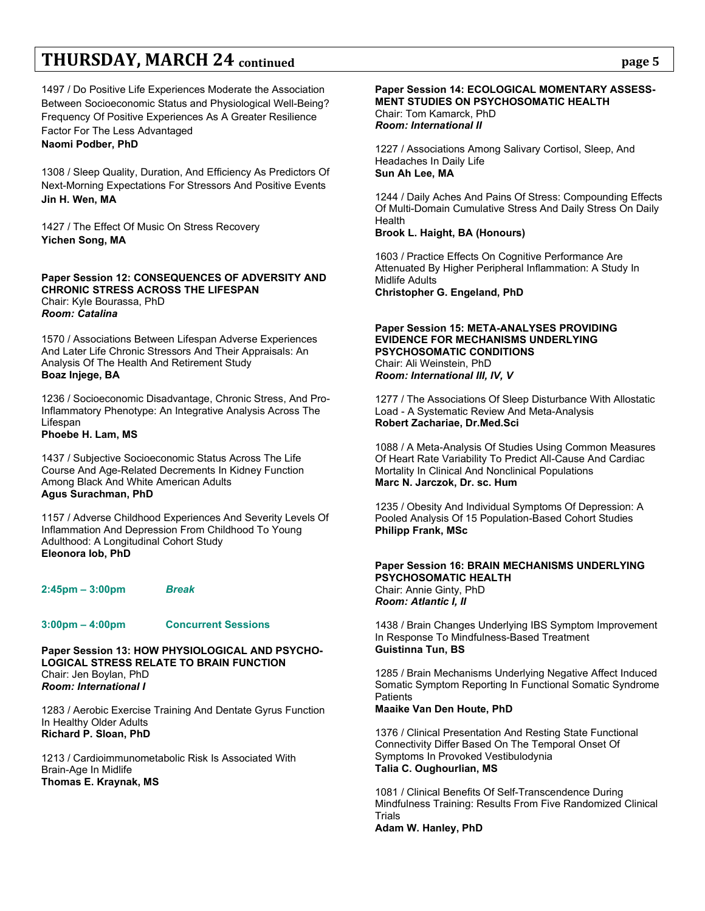## THURSDAY, MARCH 24 continued

1497 / Do Positive Life Experiences Moderate the Association Between Socioeconomic Status and Physiological Well-Being? Frequency Of Positive Experiences As A Greater Resilience Factor For The Less Advantaged
**Naomi Podber, PhD**

1308 / Sleep Quality, Duration, And Efficiency As Predictors Of Next-Morning Expectations For Stressors And Positive Events
**Jin H. Wen, MA**

1427 / The Effect Of Music On Stress Recovery
**Yichen Song, MA**

**Paper Session 12: CONSEQUENCES OF ADVERSITY AND CHRONIC STRESS ACROSS THE LIFESPAN**
Chair: Kyle Bourassa, PhD
***Room: Catalina***

1570 / Associations Between Lifespan Adverse Experiences And Later Life Chronic Stressors And Their Appraisals: An Analysis Of The Health And Retirement Study
**Boaz Injege, BA**

1236 / Socioeconomic Disadvantage, Chronic Stress, And Pro-Inflammatory Phenotype: An Integrative Analysis Across The Lifespan
**Phoebe H. Lam, MS**

1437 / Subjective Socioeconomic Status Across The Life Course And Age-Related Decrements In Kidney Function Among Black And White American Adults
**Agus Surachman, PhD**

1157 / Adverse Childhood Experiences And Severity Levels Of Inflammation And Depression From Childhood To Young Adulthood: A Longitudinal Cohort Study
**Eleonora Iob, PhD**

**2:45pm – 3:00pm** ***Break***

**3:00pm – 4:00pm** **Concurrent Sessions**

**Paper Session 13: HOW PHYSIOLOGICAL AND PSYCHOLOGICAL STRESS RELATE TO BRAIN FUNCTION**
Chair: Jen Boylan, PhD
***Room: International I***

1283 / Aerobic Exercise Training And Dentate Gyrus Function In Healthy Older Adults
**Richard P. Sloan, PhD**

1213 / Cardioimmunometabolic Risk Is Associated With Brain-Age In Midlife
**Thomas E. Kraynak, MS**

**Paper Session 14: ECOLOGICAL MOMENTARY ASSESSMENT STUDIES ON PSYCHOSOMATIC HEALTH**
Chair: Tom Kamarck, PhD
***Room: International II***

1227 / Associations Among Salivary Cortisol, Sleep, And Headaches In Daily Life
**Sun Ah Lee, MA**

1244 / Daily Aches And Pains Of Stress: Compounding Effects Of Multi-Domain Cumulative Stress And Daily Stress On Daily Health
**Brook L. Haight, BA (Honours)**

1603 / Practice Effects On Cognitive Performance Are Attenuated By Higher Peripheral Inflammation: A Study In Midlife Adults
**Christopher G. Engeland, PhD**

**Paper Session 15: META-ANALYSES PROVIDING EVIDENCE FOR MECHANISMS UNDERLYING PSYCHOSOMATIC CONDITIONS**
Chair: Ali Weinstein, PhD
***Room: International III, IV, V***

1277 / The Associations Of Sleep Disturbance With Allostatic Load - A Systematic Review And Meta-Analysis
**Robert Zachariae, Dr.Med.Sci**

1088 / A Meta-Analysis Of Studies Using Common Measures Of Heart Rate Variability To Predict All-Cause And Cardiac Mortality In Clinical And Nonclinical Populations
**Marc N. Jarczok, Dr. sc. Hum**

1235 / Obesity And Individual Symptoms Of Depression: A Pooled Analysis Of 15 Population-Based Cohort Studies
**Philipp Frank, MSc**

**Paper Session 16: BRAIN MECHANISMS UNDERLYING PSYCHOSOMATIC HEALTH**
Chair: Annie Ginty, PhD
***Room: Atlantic I, II***

1438 / Brain Changes Underlying IBS Symptom Improvement In Response To Mindfulness-Based Treatment
**Guistinna Tun, BS**

1285 / Brain Mechanisms Underlying Negative Affect Induced Somatic Symptom Reporting In Functional Somatic Syndrome Patients
**Maaike Van Den Houte, PhD**

1376 / Clinical Presentation And Resting State Functional Connectivity Differ Based On The Temporal Onset Of Symptoms In Provoked Vestibulodynia
**Talia C. Oughourlian, MS**

1081 / Clinical Benefits Of Self-Transcendence During Mindfulness Training: Results From Five Randomized Clinical Trials
**Adam W. Hanley, PhD**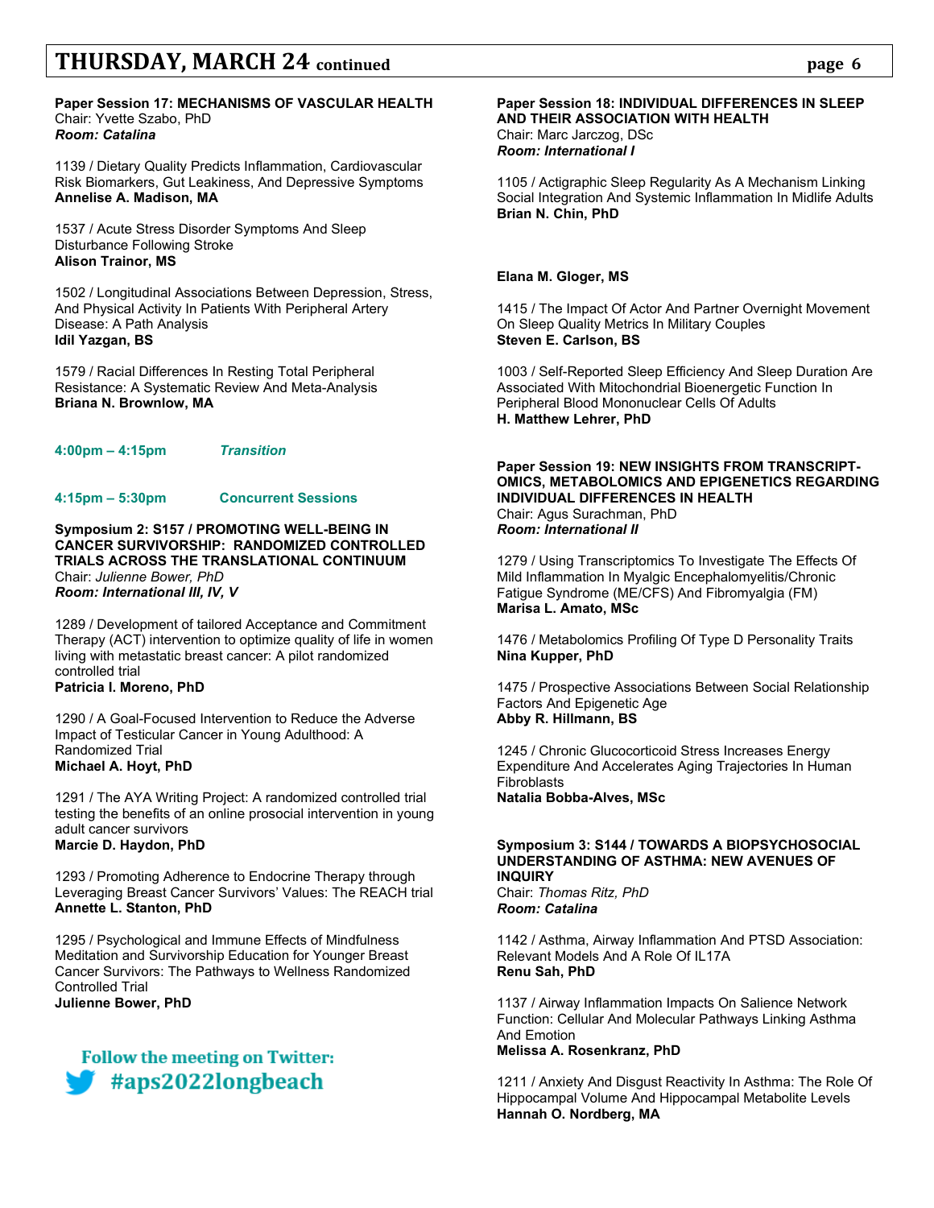## THURSDAY, MARCH 24 continued

**Paper Session 17: MECHANISMS OF VASCULAR HEALTH**
Chair: Yvette Szabo, PhD
***Room: Catalina***

1139 / Dietary Quality Predicts Inflammation, Cardiovascular Risk Biomarkers, Gut Leakiness, And Depressive Symptoms
**Annelise A. Madison, MA**

1537 / Acute Stress Disorder Symptoms And Sleep Disturbance Following Stroke
**Alison Trainor, MS**

1502 / Longitudinal Associations Between Depression, Stress, And Physical Activity In Patients With Peripheral Artery Disease: A Path Analysis
**Idil Yazgan, BS**

1579 / Racial Differences In Resting Total Peripheral Resistance: A Systematic Review And Meta-Analysis
**Briana N. Brownlow, MA**

**4:00pm – 4:15pm** ***Transition***

**4:15pm – 5:30pm** **Concurrent Sessions**

**Symposium 2: S157 / PROMOTING WELL-BEING IN CANCER SURVIVORSHIP: RANDOMIZED CONTROLLED TRIALS ACROSS THE TRANSLATIONAL CONTINUUM**
Chair: *Julienne Bower, PhD*
***Room: International III, IV, V***

1289 / Development of tailored Acceptance and Commitment Therapy (ACT) intervention to optimize quality of life in women living with metastatic breast cancer: A pilot randomized controlled trial
**Patricia I. Moreno, PhD**

1290 / A Goal-Focused Intervention to Reduce the Adverse Impact of Testicular Cancer in Young Adulthood: A Randomized Trial
**Michael A. Hoyt, PhD**

1291 / The AYA Writing Project: A randomized controlled trial testing the benefits of an online prosocial intervention in young adult cancer survivors
**Marcie D. Haydon, PhD**

1293 / Promoting Adherence to Endocrine Therapy through Leveraging Breast Cancer Survivors' Values: The REACH trial
**Annette L. Stanton, PhD**

1295 / Psychological and Immune Effects of Mindfulness Meditation and Survivorship Education for Younger Breast Cancer Survivors: The Pathways to Wellness Randomized Controlled Trial
**Julienne Bower, PhD**

**Follow the meeting on Twitter: #aps2022longbeach**

**Paper Session 18: INDIVIDUAL DIFFERENCES IN SLEEP AND THEIR ASSOCIATION WITH HEALTH**
Chair: Marc Jarczog, DSc
***Room: International I***

1105 / Actigraphic Sleep Regularity As A Mechanism Linking Social Integration And Systemic Inflammation In Midlife Adults
**Brian N. Chin, PhD**

**Elana M. Gloger, MS**

1415 / The Impact Of Actor And Partner Overnight Movement On Sleep Quality Metrics In Military Couples
**Steven E. Carlson, BS**

1003 / Self-Reported Sleep Efficiency And Sleep Duration Are Associated With Mitochondrial Bioenergetic Function In Peripheral Blood Mononuclear Cells Of Adults
**H. Matthew Lehrer, PhD**

**Paper Session 19: NEW INSIGHTS FROM TRANSCRIPT-OMICS, METABOLOMICS AND EPIGENETICS REGARDING INDIVIDUAL DIFFERENCES IN HEALTH**
Chair: Agus Surachman, PhD
***Room: International II***

1279 / Using Transcriptomics To Investigate The Effects Of Mild Inflammation In Myalgic Encephalomyelitis/Chronic Fatigue Syndrome (ME/CFS) And Fibromyalgia (FM)
**Marisa L. Amato, MSc**

1476 / Metabolomics Profiling Of Type D Personality Traits
**Nina Kupper, PhD**

1475 / Prospective Associations Between Social Relationship Factors And Epigenetic Age
**Abby R. Hillmann, BS**

1245 / Chronic Glucocorticoid Stress Increases Energy Expenditure And Accelerates Aging Trajectories In Human Fibroblasts
**Natalia Bobba-Alves, MSc**

**Symposium 3: S144 / TOWARDS A BIOPSYCHOSOCIAL UNDERSTANDING OF ASTHMA: NEW AVENUES OF INQUIRY**
Chair: *Thomas Ritz, PhD*
***Room: Catalina***

1142 / Asthma, Airway Inflammation And PTSD Association: Relevant Models And A Role Of IL17A
**Renu Sah, PhD**

1137 / Airway Inflammation Impacts On Salience Network Function: Cellular And Molecular Pathways Linking Asthma And Emotion
**Melissa A. Rosenkranz, PhD**

1211 / Anxiety And Disgust Reactivity In Asthma: The Role Of Hippocampal Volume And Hippocampal Metabolite Levels
**Hannah O. Nordberg, MA**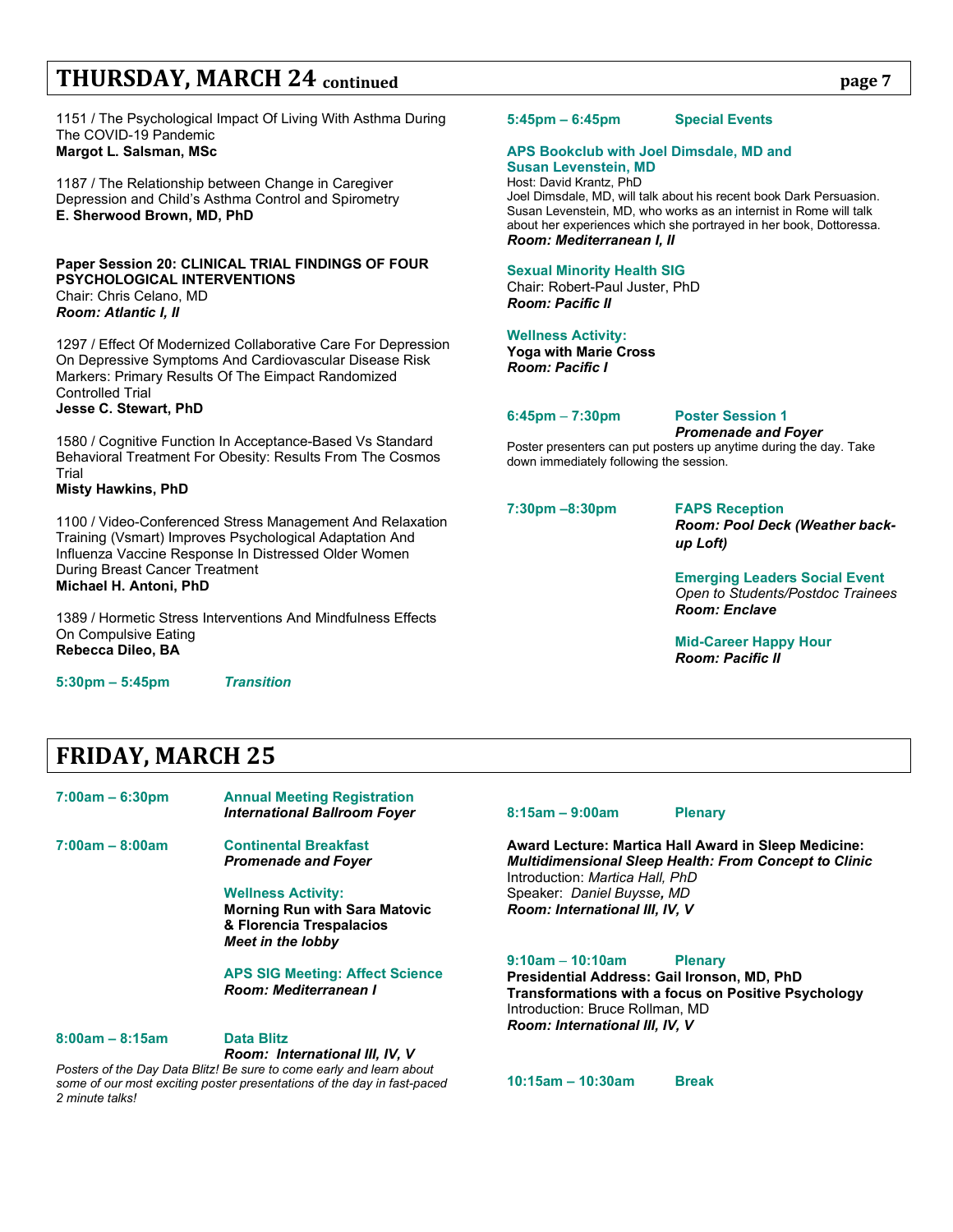## THURSDAY, MARCH 24 continued

1151 / The Psychological Impact Of Living With Asthma During The COVID-19 Pandemic
**Margot L. Salsman, MSc**

1187 / The Relationship between Change in Caregiver Depression and Child's Asthma Control and Spirometry
**E. Sherwood Brown, MD, PhD**

**Paper Session 20: CLINICAL TRIAL FINDINGS OF FOUR PSYCHOLOGICAL INTERVENTIONS**
Chair: Chris Celano, MD
***Room: Atlantic I, II***

1297 / Effect Of Modernized Collaborative Care For Depression On Depressive Symptoms And Cardiovascular Disease Risk Markers: Primary Results Of The Eimpact Randomized Controlled Trial
**Jesse C. Stewart, PhD**

1580 / Cognitive Function In Acceptance-Based Vs Standard Behavioral Treatment For Obesity: Results From The Cosmos Trial
**Misty Hawkins, PhD**

1100 / Video-Conferenced Stress Management And Relaxation Training (Vsmart) Improves Psychological Adaptation And Influenza Vaccine Response In Distressed Older Women During Breast Cancer Treatment
**Michael H. Antoni, PhD**

1389 / Hormetic Stress Interventions And Mindfulness Effects On Compulsive Eating
**Rebecca Dileo, BA**

**5:30pm – 5:45pm** *Transition*

**5:45pm – 6:45pm** **Special Events**

**APS Bookclub with Joel Dimsdale, MD and Susan Levenstein, MD**
Host: David Krantz, PhD
Joel Dimsdale, MD, will talk about his recent book Dark Persuasion. Susan Levenstein, MD, who works as an internist in Rome will talk about her experiences which she portrayed in her book, Dottoressa.
***Room: Mediterranean I, II***

**Sexual Minority Health SIG**
Chair: Robert-Paul Juster, PhD
***Room: Pacific II***

**Wellness Activity:**
**Yoga with Marie Cross**
***Room: Pacific I***

**6:45pm – 7:30pm** **Poster Session 1**
***Promenade and Foyer***
Poster presenters can put posters up anytime during the day. Take down immediately following the session.

**7:30pm –8:30pm** **FAPS Reception**
***Room: Pool Deck (Weather back-up Loft)***

**Emerging Leaders Social Event**
*Open to Students/Postdoc Trainees*
***Room: Enclave***

**Mid-Career Happy Hour**
***Room: Pacific II***

## FRIDAY, MARCH 25

**7:00am – 6:30pm** **Annual Meeting Registration**
***International Ballroom Foyer***

**7:00am – 8:00am** **Continental Breakfast**
***Promenade and Foyer***

**Wellness Activity:**
**Morning Run with Sara Matovic & Florencia Trespalacios**
***Meet in the lobby***

**APS SIG Meeting: Affect Science**
***Room: Mediterranean I***

**8:00am – 8:15am** **Data Blitz**
***Room: International III, IV, V***
*Posters of the Day Data Blitz! Be sure to come early and learn about some of our most exciting poster presentations of the day in fast-paced 2 minute talks!*

**8:15am – 9:00am** **Plenary**

**Award Lecture: Martica Hall Award in Sleep Medicine:**
***Multidimensional Sleep Health: From Concept to Clinic***
Introduction: *Martica Hall, PhD*
Speaker: *Daniel Buysse, MD*
***Room: International III, IV, V***

**9:10am – 10:10am** **Plenary**
**Presidential Address: Gail Ironson, MD, PhD**
**Transformations with a focus on Positive Psychology**
Introduction: Bruce Rollman, MD
***Room: International III, IV, V***

**10:15am – 10:30am** **Break**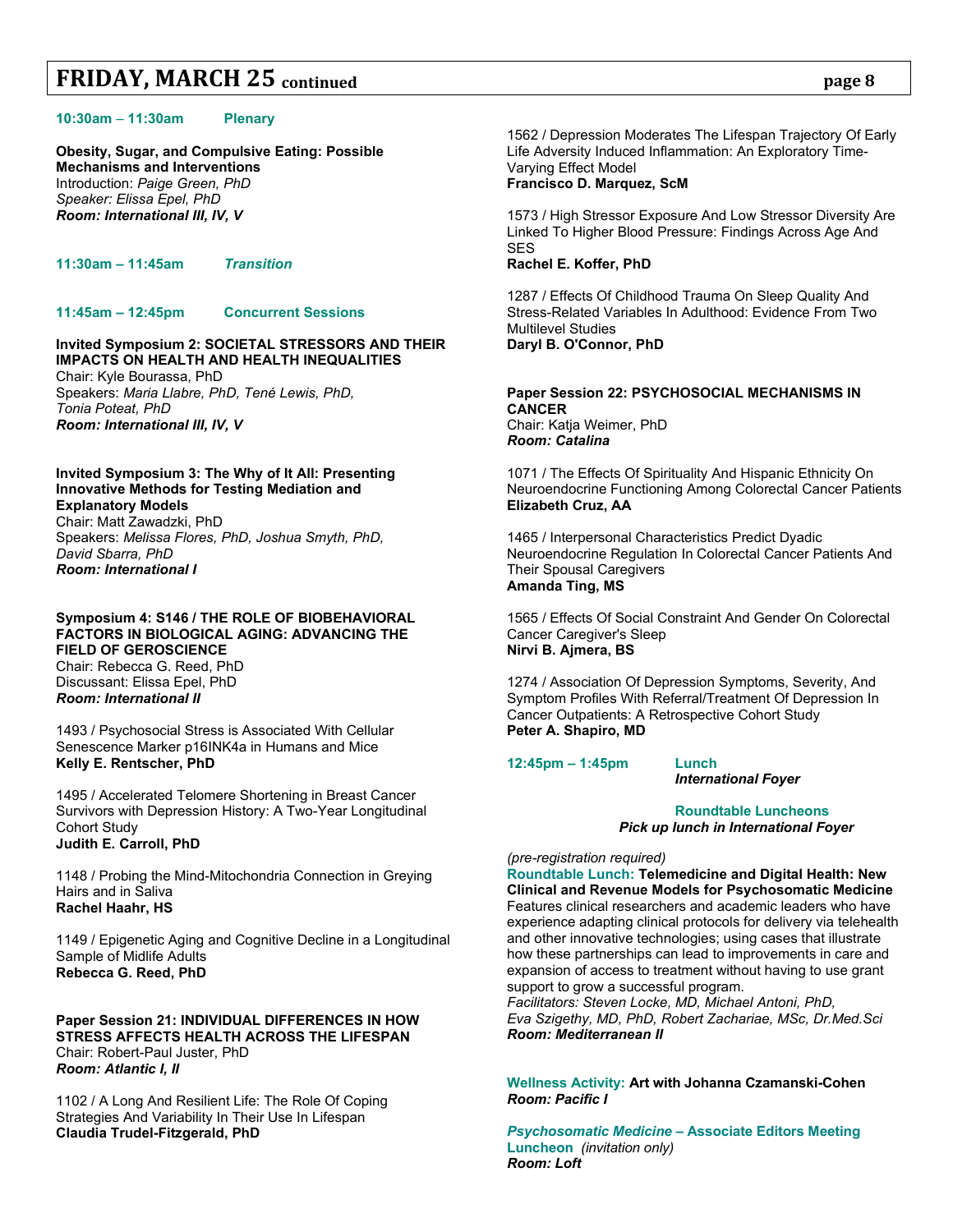## FRIDAY, MARCH 25 continued

**10:30am – 11:30am Plenary**

**Obesity, Sugar, and Compulsive Eating: Possible Mechanisms and Interventions**
Introduction: *Paige Green, PhD*
*Speaker: Elissa Epel, PhD*
***Room: International III, IV, V***

**11:30am – 11:45am** ***Transition***

**11:45am – 12:45pm Concurrent Sessions**

**Invited Symposium 2: SOCIETAL STRESSORS AND THEIR IMPACTS ON HEALTH AND HEALTH INEQUALITIES**
Chair: Kyle Bourassa, PhD
Speakers: *Maria Llabre, PhD, Tené Lewis, PhD, Tonia Poteat, PhD*
***Room: International III, IV, V***

**Invited Symposium 3: The Why of It All: Presenting Innovative Methods for Testing Mediation and Explanatory Models**
Chair: Matt Zawadzki, PhD
Speakers: *Melissa Flores, PhD, Joshua Smyth, PhD, David Sbarra, PhD*
***Room: International I***

**Symposium 4: S146 / THE ROLE OF BIOBEHAVIORAL FACTORS IN BIOLOGICAL AGING: ADVANCING THE FIELD OF GEROSCIENCE**
Chair: Rebecca G. Reed, PhD
Discussant: Elissa Epel, PhD
***Room: International II***

1493 / Psychosocial Stress is Associated With Cellular Senescence Marker p16INK4a in Humans and Mice
**Kelly E. Rentscher, PhD**

1495 / Accelerated Telomere Shortening in Breast Cancer Survivors with Depression History: A Two-Year Longitudinal Cohort Study
**Judith E. Carroll, PhD**

1148 / Probing the Mind-Mitochondria Connection in Greying Hairs and in Saliva
**Rachel Haahr, HS**

1149 / Epigenetic Aging and Cognitive Decline in a Longitudinal Sample of Midlife Adults
**Rebecca G. Reed, PhD**

**Paper Session 21: INDIVIDUAL DIFFERENCES IN HOW STRESS AFFECTS HEALTH ACROSS THE LIFESPAN**
Chair: Robert-Paul Juster, PhD
***Room: Atlantic I, II***

1102 / A Long And Resilient Life: The Role Of Coping Strategies And Variability In Their Use In Lifespan
**Claudia Trudel-Fitzgerald, PhD**

1562 / Depression Moderates The Lifespan Trajectory Of Early Life Adversity Induced Inflammation: An Exploratory Time-Varying Effect Model
**Francisco D. Marquez, ScM**

1573 / High Stressor Exposure And Low Stressor Diversity Are Linked To Higher Blood Pressure: Findings Across Age And SES
**Rachel E. Koffer, PhD**

1287 / Effects Of Childhood Trauma On Sleep Quality And Stress-Related Variables In Adulthood: Evidence From Two Multilevel Studies
**Daryl B. O'Connor, PhD**

**Paper Session 22: PSYCHOSOCIAL MECHANISMS IN CANCER**
Chair: Katja Weimer, PhD
***Room: Catalina***

1071 / The Effects Of Spirituality And Hispanic Ethnicity On Neuroendocrine Functioning Among Colorectal Cancer Patients
**Elizabeth Cruz, AA**

1465 / Interpersonal Characteristics Predict Dyadic Neuroendocrine Regulation In Colorectal Cancer Patients And Their Spousal Caregivers
**Amanda Ting, MS**

1565 / Effects Of Social Constraint And Gender On Colorectal Cancer Caregiver's Sleep
**Nirvi B. Ajmera, BS**

1274 / Association Of Depression Symptoms, Severity, And Symptom Profiles With Referral/Treatment Of Depression In Cancer Outpatients: A Retrospective Cohort Study
**Peter A. Shapiro, MD**

**12:45pm – 1:45pm Lunch**
***International Foyer***

**Roundtable Luncheons**
***Pick up lunch in International Foyer***

*(pre-registration required)*
**Roundtable Lunch: Telemedicine and Digital Health: New Clinical and Revenue Models for Psychosomatic Medicine**
Features clinical researchers and academic leaders who have experience adapting clinical protocols for delivery via telehealth and other innovative technologies; using cases that illustrate how these partnerships can lead to improvements in care and expansion of access to treatment without having to use grant support to grow a successful program.
*Facilitators: Steven Locke, MD, Michael Antoni, PhD, Eva Szigethy, MD, PhD, Robert Zachariae, MSc, Dr.Med.Sci*
***Room: Mediterranean II***

**Wellness Activity: Art with Johanna Czamanski-Cohen**
***Room: Pacific I***

***Psychosomatic Medicine* – Associate Editors Meeting Luncheon** *(invitation only)*
***Room: Loft***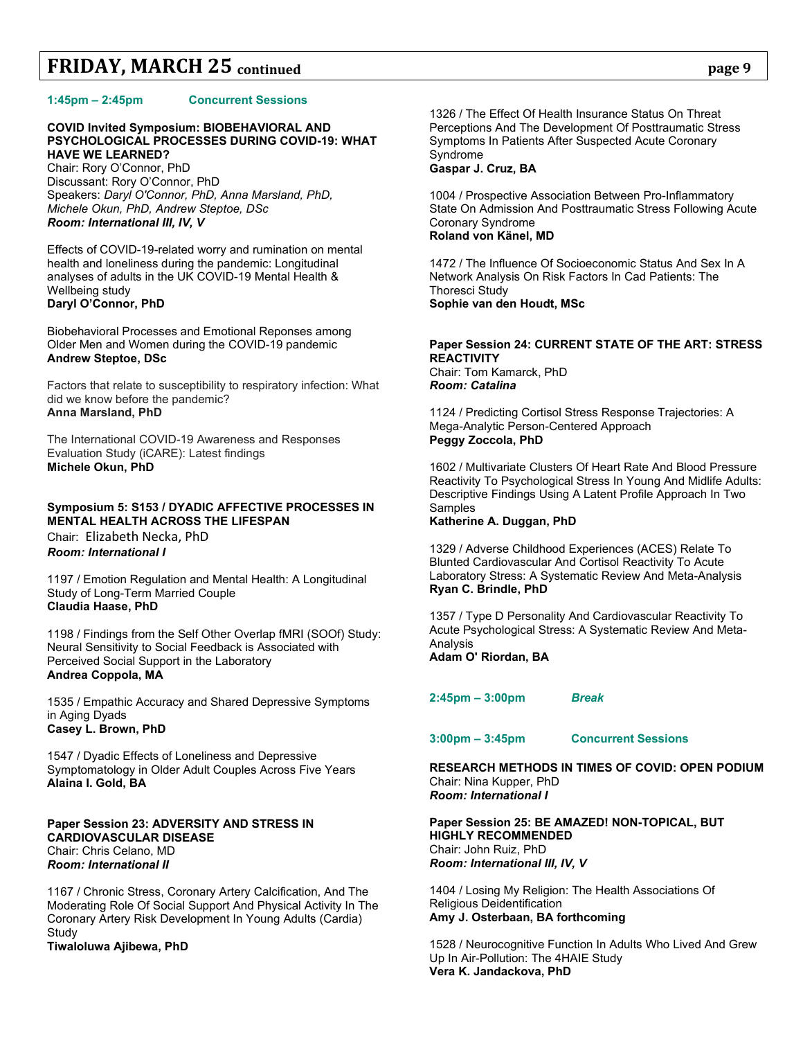# FRIDAY, MARCH 25 continued

**1:45pm – 2:45pm Concurrent Sessions**

**COVID Invited Symposium: BIOBEHAVIORAL AND PSYCHOLOGICAL PROCESSES DURING COVID-19: WHAT HAVE WE LEARNED?**
Chair: Rory O'Connor, PhD
Discussant: Rory O'Connor, PhD
Speakers: *Daryl O'Connor, PhD, Anna Marsland, PhD, Michele Okun, PhD, Andrew Steptoe, DSc*
***Room: International III, IV, V***

Effects of COVID-19-related worry and rumination on mental health and loneliness during the pandemic: Longitudinal analyses of adults in the UK COVID-19 Mental Health & Wellbeing study
**Daryl O'Connor, PhD**

Biobehavioral Processes and Emotional Reponses among Older Men and Women during the COVID-19 pandemic
**Andrew Steptoe, DSc**

Factors that relate to susceptibility to respiratory infection: What did we know before the pandemic?
**Anna Marsland, PhD**

The International COVID-19 Awareness and Responses Evaluation Study (iCARE): Latest findings
**Michele Okun, PhD**

**Symposium 5: S153 / DYADIC AFFECTIVE PROCESSES IN MENTAL HEALTH ACROSS THE LIFESPAN**
Chair: Elizabeth Necka, PhD
***Room: International I***

1197 / Emotion Regulation and Mental Health: A Longitudinal Study of Long-Term Married Couple
**Claudia Haase, PhD**

1198 / Findings from the Self Other Overlap fMRI (SOOf) Study: Neural Sensitivity to Social Feedback is Associated with Perceived Social Support in the Laboratory
**Andrea Coppola, MA**

1535 / Empathic Accuracy and Shared Depressive Symptoms in Aging Dyads
**Casey L. Brown, PhD**

1547 / Dyadic Effects of Loneliness and Depressive Symptomatology in Older Adult Couples Across Five Years
**Alaina I. Gold, BA**

**Paper Session 23: ADVERSITY AND STRESS IN CARDIOVASCULAR DISEASE**
Chair: Chris Celano, MD
***Room: International II***

1167 / Chronic Stress, Coronary Artery Calcification, And The Moderating Role Of Social Support And Physical Activity In The Coronary Artery Risk Development In Young Adults (Cardia) Study
**Tiwaloluwa Ajibewa, PhD**

1326 / The Effect Of Health Insurance Status On Threat Perceptions And The Development Of Posttraumatic Stress Symptoms In Patients After Suspected Acute Coronary Syndrome
**Gaspar J. Cruz, BA**

1004 / Prospective Association Between Pro-Inflammatory State On Admission And Posttraumatic Stress Following Acute Coronary Syndrome
**Roland von Känel, MD**

1472 / The Influence Of Socioeconomic Status And Sex In A Network Analysis On Risk Factors In Cad Patients: The Thoresci Study
**Sophie van den Houdt, MSc**

**Paper Session 24: CURRENT STATE OF THE ART: STRESS REACTIVITY**
Chair: Tom Kamarck, PhD
***Room: Catalina***

1124 / Predicting Cortisol Stress Response Trajectories: A Mega-Analytic Person-Centered Approach
**Peggy Zoccola, PhD**

1602 / Multivariate Clusters Of Heart Rate And Blood Pressure Reactivity To Psychological Stress In Young And Midlife Adults: Descriptive Findings Using A Latent Profile Approach In Two Samples
**Katherine A. Duggan, PhD**

1329 / Adverse Childhood Experiences (ACES) Relate To Blunted Cardiovascular And Cortisol Reactivity To Acute Laboratory Stress: A Systematic Review And Meta-Analysis
**Ryan C. Brindle, PhD**

1357 / Type D Personality And Cardiovascular Reactivity To Acute Psychological Stress: A Systematic Review And Meta-Analysis
**Adam O' Riordan, BA**

**2:45pm – 3:00pm** ***Break***

**3:00pm – 3:45pm Concurrent Sessions**

**RESEARCH METHODS IN TIMES OF COVID: OPEN PODIUM**
Chair: Nina Kupper, PhD
***Room: International I***

**Paper Session 25: BE AMAZED! NON-TOPICAL, BUT HIGHLY RECOMMENDED**
Chair: John Ruiz, PhD
***Room: International III, IV, V***

1404 / Losing My Religion: The Health Associations Of Religious Deidentification
**Amy J. Osterbaan, BA forthcoming**

1528 / Neurocognitive Function In Adults Who Lived And Grew Up In Air-Pollution: The 4HAIE Study
**Vera K. Jandackova, PhD**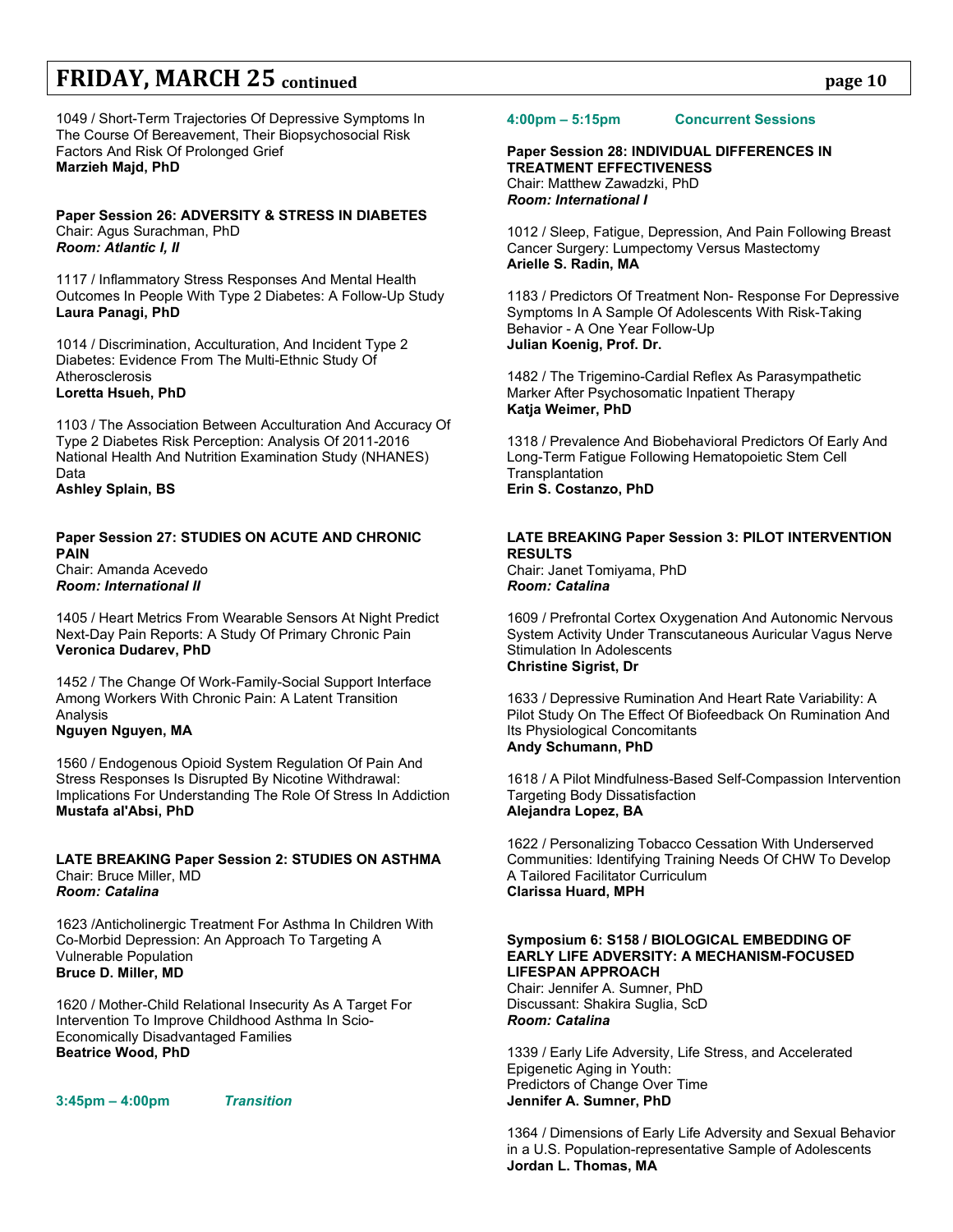## FRIDAY, MARCH 25 continued

1049 / Short-Term Trajectories Of Depressive Symptoms In The Course Of Bereavement, Their Biopsychosocial Risk Factors And Risk Of Prolonged Grief
**Marzieh Majd, PhD**

**Paper Session 26: ADVERSITY & STRESS IN DIABETES**
Chair: Agus Surachman, PhD
***Room: Atlantic I, II***

1117 / Inflammatory Stress Responses And Mental Health Outcomes In People With Type 2 Diabetes: A Follow-Up Study
**Laura Panagi, PhD**

1014 / Discrimination, Acculturation, And Incident Type 2 Diabetes: Evidence From The Multi-Ethnic Study Of Atherosclerosis
**Loretta Hsueh, PhD**

1103 / The Association Between Acculturation And Accuracy Of Type 2 Diabetes Risk Perception: Analysis Of 2011-2016 National Health And Nutrition Examination Study (NHANES) Data
**Ashley Splain, BS**

**Paper Session 27: STUDIES ON ACUTE AND CHRONIC PAIN**
Chair: Amanda Acevedo
***Room: International II***

1405 / Heart Metrics From Wearable Sensors At Night Predict Next-Day Pain Reports: A Study Of Primary Chronic Pain
**Veronica Dudarev, PhD**

1452 / The Change Of Work-Family-Social Support Interface Among Workers With Chronic Pain: A Latent Transition Analysis
**Nguyen Nguyen, MA**

1560 / Endogenous Opioid System Regulation Of Pain And Stress Responses Is Disrupted By Nicotine Withdrawal: Implications For Understanding The Role Of Stress In Addiction
**Mustafa al'Absi, PhD**

**LATE BREAKING Paper Session 2: STUDIES ON ASTHMA**
Chair: Bruce Miller, MD
***Room: Catalina***

1623 /Anticholinergic Treatment For Asthma In Children With Co-Morbid Depression: An Approach To Targeting A Vulnerable Population
**Bruce D. Miller, MD**

1620 / Mother-Child Relational Insecurity As A Target For Intervention To Improve Childhood Asthma In Scio-Economically Disadvantaged Families
**Beatrice Wood, PhD**

**3:45pm – 4:00pm** *Transition*

**4:00pm – 5:15pm** **Concurrent Sessions**

**Paper Session 28: INDIVIDUAL DIFFERENCES IN TREATMENT EFFECTIVENESS**
Chair: Matthew Zawadzki, PhD
***Room: International I***

1012 / Sleep, Fatigue, Depression, And Pain Following Breast Cancer Surgery: Lumpectomy Versus Mastectomy
**Arielle S. Radin, MA**

1183 / Predictors Of Treatment Non- Response For Depressive Symptoms In A Sample Of Adolescents With Risk-Taking Behavior - A One Year Follow-Up
**Julian Koenig, Prof. Dr.**

1482 / The Trigemino-Cardial Reflex As Parasympathetic Marker After Psychosomatic Inpatient Therapy
**Katja Weimer, PhD**

1318 / Prevalence And Biobehavioral Predictors Of Early And Long-Term Fatigue Following Hematopoietic Stem Cell Transplantation
**Erin S. Costanzo, PhD**

**LATE BREAKING Paper Session 3: PILOT INTERVENTION RESULTS**
Chair: Janet Tomiyama, PhD
***Room: Catalina***

1609 / Prefrontal Cortex Oxygenation And Autonomic Nervous System Activity Under Transcutaneous Auricular Vagus Nerve Stimulation In Adolescents
**Christine Sigrist, Dr**

1633 / Depressive Rumination And Heart Rate Variability: A Pilot Study On The Effect Of Biofeedback On Rumination And Its Physiological Concomitants
**Andy Schumann, PhD**

1618 / A Pilot Mindfulness-Based Self-Compassion Intervention Targeting Body Dissatisfaction
**Alejandra Lopez, BA**

1622 / Personalizing Tobacco Cessation With Underserved Communities: Identifying Training Needs Of CHW To Develop A Tailored Facilitator Curriculum
**Clarissa Huard, MPH**

**Symposium 6: S158 / BIOLOGICAL EMBEDDING OF EARLY LIFE ADVERSITY: A MECHANISM-FOCUSED LIFESPAN APPROACH**
Chair: Jennifer A. Sumner, PhD
Discussant: Shakira Suglia, ScD
***Room: Catalina***

1339 / Early Life Adversity, Life Stress, and Accelerated Epigenetic Aging in Youth: Predictors of Change Over Time
**Jennifer A. Sumner, PhD**

1364 / Dimensions of Early Life Adversity and Sexual Behavior in a U.S. Population-representative Sample of Adolescents
**Jordan L. Thomas, MA**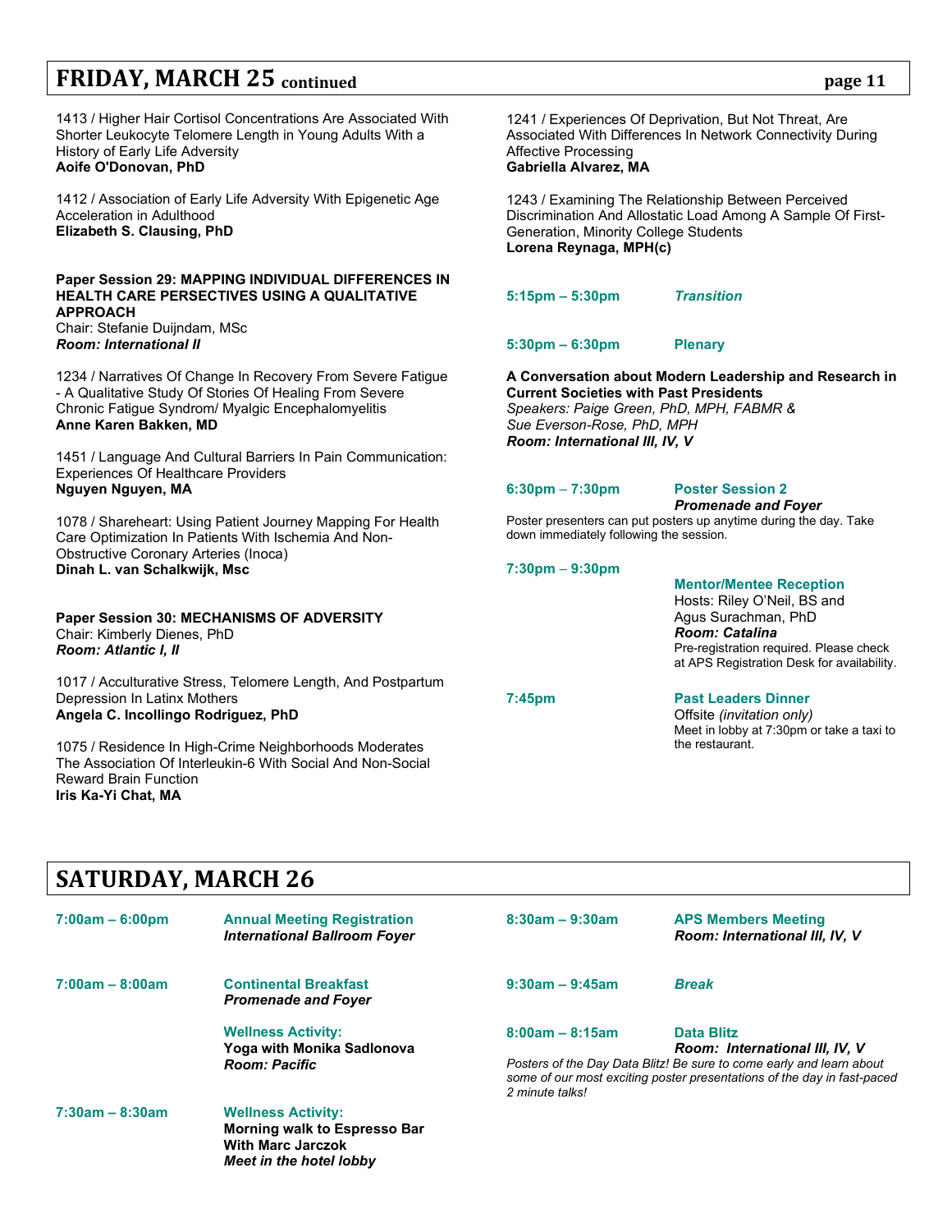## FRIDAY, MARCH 25 continued

1413 / Higher Hair Cortisol Concentrations Are Associated With Shorter Leukocyte Telomere Length in Young Adults With a History of Early Life Adversity
**Aoife O'Donovan, PhD**

1412 / Association of Early Life Adversity With Epigenetic Age Acceleration in Adulthood
**Elizabeth S. Clausing, PhD**

**Paper Session 29: MAPPING INDIVIDUAL DIFFERENCES IN HEALTH CARE PERSECTIVES USING A QUALITATIVE APPROACH**
Chair: Stefanie Duijndam, MSc
***Room: International II***

1234 / Narratives Of Change In Recovery From Severe Fatigue - A Qualitative Study Of Stories Of Healing From Severe Chronic Fatigue Syndrom/ Myalgic Encephalomyelitis
**Anne Karen Bakken, MD**

1451 / Language And Cultural Barriers In Pain Communication: Experiences Of Healthcare Providers
**Nguyen Nguyen, MA**

1078 / Shareheart: Using Patient Journey Mapping For Health Care Optimization In Patients With Ischemia And Non-Obstructive Coronary Arteries (Inoca)
**Dinah L. van Schalkwijk, Msc**

**Paper Session 30: MECHANISMS OF ADVERSITY**
Chair: Kimberly Dienes, PhD
***Room: Atlantic I, II***

1017 / Acculturative Stress, Telomere Length, And Postpartum Depression In Latinx Mothers
**Angela C. Incollingo Rodriguez, PhD**

1075 / Residence In High-Crime Neighborhoods Moderates The Association Of Interleukin-6 With Social And Non-Social Reward Brain Function
**Iris Ka-Yi Chat, MA**

1241 / Experiences Of Deprivation, But Not Threat, Are Associated With Differences In Network Connectivity During Affective Processing
**Gabriella Alvarez, MA**

1243 / Examining The Relationship Between Perceived Discrimination And Allostatic Load Among A Sample Of First-Generation, Minority College Students
**Lorena Reynaga, MPH(c)**

**5:15pm – 5:30pm** *Transition*

**5:30pm – 6:30pm** **Plenary**

**A Conversation about Modern Leadership and Research in Current Societies with Past Presidents**
*Speakers: Paige Green, PhD, MPH, FABMR &*
*Sue Everson-Rose, PhD, MPH*
***Room: International III, IV, V***

**6:30pm – 7:30pm** **Poster Session 2**
***Promenade and Foyer***
Poster presenters can put posters up anytime during the day. Take down immediately following the session.

**7:30pm – 9:30pm** **Mentor/Mentee Reception**
Hosts: Riley O'Neil, BS and Agus Surachman, PhD
***Room: Catalina***
Pre-registration required. Please check at APS Registration Desk for availability.

**7:45pm** **Past Leaders Dinner**
Offsite *(invitation only)*
Meet in lobby at 7:30pm or take a taxi to the restaurant.

## SATURDAY, MARCH 26

**7:00am – 6:00pm** **Annual Meeting Registration**
***International Ballroom Foyer***

**7:00am – 8:00am** **Continental Breakfast**
***Promenade and Foyer***

**Wellness Activity:**
**Yoga with Monika Sadlonova**
***Room: Pacific***

**7:30am – 8:30am** **Wellness Activity:**
**Morning walk to Espresso Bar With Marc Jarczok**
***Meet in the hotel lobby***

**8:30am – 9:30am** **APS Members Meeting**
***Room: International III, IV, V***

**9:30am – 9:45am** *Break*

**8:00am – 8:15am** **Data Blitz**
***Room: International III, IV, V***
*Posters of the Day Data Blitz! Be sure to come early and learn about some of our most exciting poster presentations of the day in fast-paced 2 minute talks!*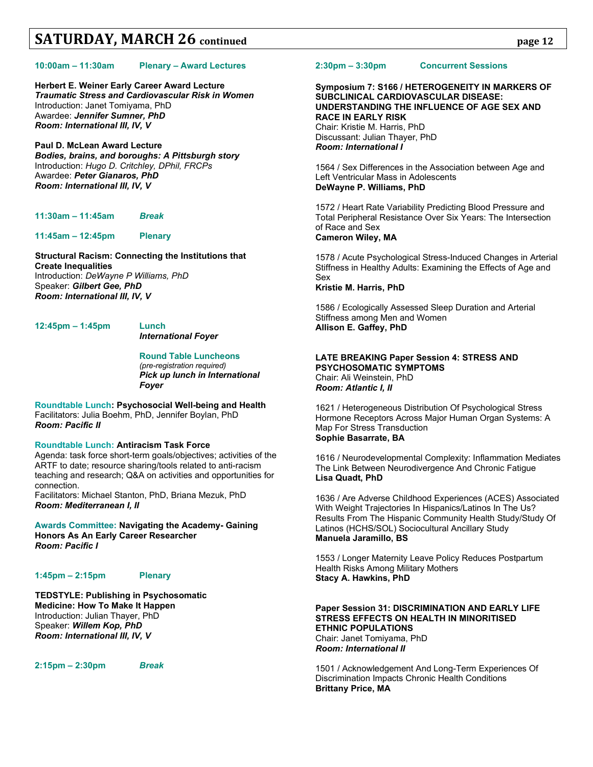## SATURDAY, MARCH 26 continued

**10:00am – 11:30am Plenary – Award Lectures**

**Herbert E. Weiner Early Career Award Lecture**
***Traumatic Stress and Cardiovascular Risk in Women***
Introduction: Janet Tomiyama, PhD
Awardee: ***Jennifer Sumner, PhD***
***Room: International III, IV, V***

**Paul D. McLean Award Lecture**
***Bodies, brains, and boroughs: A Pittsburgh story***
Introduction: *Hugo D. Critchley, DPhil, FRCPs*
Awardee: ***Peter Gianaros, PhD***
***Room: International III, IV, V***

**11:30am – 11:45am** ***Break***

**11:45am – 12:45pm Plenary**

**Structural Racism: Connecting the Institutions that Create Inequalities**
Introduction: *DeWayne P Williams, PhD*
Speaker: ***Gilbert Gee, PhD***
***Room: International III, IV, V***

**12:45pm – 1:45pm Lunch**
***International Foyer***

**Round Table Luncheons**
*(pre-registration required)*
***Pick up lunch in International Foyer***

**Roundtable Lunch: Psychosocial Well-being and Health**
Facilitators: Julia Boehm, PhD, Jennifer Boylan, PhD
***Room: Pacific II***

**Roundtable Lunch: Antiracism Task Force**
Agenda: task force short-term goals/objectives; activities of the ARTF to date; resource sharing/tools related to anti-racism teaching and research; Q&A on activities and opportunities for connection.
Facilitators: Michael Stanton, PhD, Briana Mezuk, PhD
***Room: Mediterranean I, II***

**Awards Committee: Navigating the Academy- Gaining Honors As An Early Career Researcher**
***Room: Pacific I***

**1:45pm – 2:15pm Plenary**

**TEDSTYLE: Publishing in Psychosomatic Medicine: How To Make It Happen**
Introduction: Julian Thayer, PhD
Speaker: ***Willem Kop, PhD***
***Room: International III, IV, V***

**2:15pm – 2:30pm** ***Break***

**2:30pm – 3:30pm Concurrent Sessions**

**Symposium 7: S166 / HETEROGENEITY IN MARKERS OF SUBCLINICAL CARDIOVASCULAR DISEASE: UNDERSTANDING THE INFLUENCE OF AGE SEX AND RACE IN EARLY RISK**
Chair: Kristie M. Harris, PhD
Discussant: Julian Thayer, PhD
***Room: International I***

1564 / Sex Differences in the Association between Age and Left Ventricular Mass in Adolescents
**DeWayne P. Williams, PhD**

1572 / Heart Rate Variability Predicting Blood Pressure and Total Peripheral Resistance Over Six Years: The Intersection of Race and Sex
**Cameron Wiley, MA**

1578 / Acute Psychological Stress-Induced Changes in Arterial Stiffness in Healthy Adults: Examining the Effects of Age and Sex
**Kristie M. Harris, PhD**

1586 / Ecologically Assessed Sleep Duration and Arterial Stiffness among Men and Women
**Allison E. Gaffey, PhD**

**LATE BREAKING Paper Session 4: STRESS AND PSYCHOSOMATIC SYMPTOMS**
Chair: Ali Weinstein, PhD
***Room: Atlantic I, II***

1621 / Heterogeneous Distribution Of Psychological Stress Hormone Receptors Across Major Human Organ Systems: A Map For Stress Transduction
**Sophie Basarrate, BA**

1616 / Neurodevelopmental Complexity: Inflammation Mediates The Link Between Neurodivergence And Chronic Fatigue
**Lisa Quadt, PhD**

1636 / Are Adverse Childhood Experiences (ACES) Associated With Weight Trajectories In Hispanics/Latinos In The Us? Results From The Hispanic Community Health Study/Study Of Latinos (HCHS/SOL) Sociocultural Ancillary Study
**Manuela Jaramillo, BS**

1553 / Longer Maternity Leave Policy Reduces Postpartum Health Risks Among Military Mothers
**Stacy A. Hawkins, PhD**

**Paper Session 31: DISCRIMINATION AND EARLY LIFE STRESS EFFECTS ON HEALTH IN MINORITISED ETHNIC POPULATIONS**
Chair: Janet Tomiyama, PhD
***Room: International II***

1501 / Acknowledgement And Long-Term Experiences Of Discrimination Impacts Chronic Health Conditions
**Brittany Price, MA**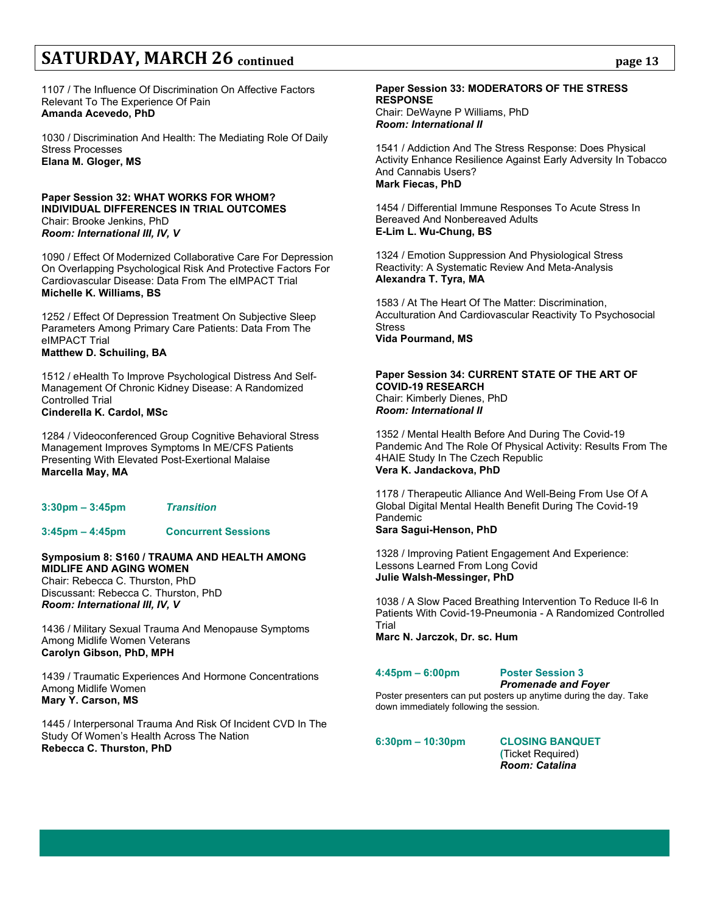## SATURDAY, MARCH 26 continued

1107 / The Influence Of Discrimination On Affective Factors Relevant To The Experience Of Pain
**Amanda Acevedo, PhD**

1030 / Discrimination And Health: The Mediating Role Of Daily Stress Processes
**Elana M. Gloger, MS**

**Paper Session 32: WHAT WORKS FOR WHOM? INDIVIDUAL DIFFERENCES IN TRIAL OUTCOMES**
Chair: Brooke Jenkins, PhD
***Room: International III, IV, V***

1090 / Effect Of Modernized Collaborative Care For Depression On Overlapping Psychological Risk And Protective Factors For Cardiovascular Disease: Data From The eIMPACT Trial
**Michelle K. Williams, BS**

1252 / Effect Of Depression Treatment On Subjective Sleep Parameters Among Primary Care Patients: Data From The eIMPACT Trial
**Matthew D. Schuiling, BA**

1512 / eHealth To Improve Psychological Distress And Self-Management Of Chronic Kidney Disease: A Randomized Controlled Trial
**Cinderella K. Cardol, MSc**

1284 / Videoconferenced Group Cognitive Behavioral Stress Management Improves Symptoms In ME/CFS Patients Presenting With Elevated Post-Exertional Malaise
**Marcella May, MA**

**3:30pm – 3:45pm** ***Transition***

**3:45pm – 4:45pm** **Concurrent Sessions**

**Symposium 8: S160 / TRAUMA AND HEALTH AMONG MIDLIFE AND AGING WOMEN**
Chair: Rebecca C. Thurston, PhD
Discussant: Rebecca C. Thurston, PhD
***Room: International III, IV, V***

1436 / Military Sexual Trauma And Menopause Symptoms Among Midlife Women Veterans
**Carolyn Gibson, PhD, MPH**

1439 / Traumatic Experiences And Hormone Concentrations Among Midlife Women
**Mary Y. Carson, MS**

1445 / Interpersonal Trauma And Risk Of Incident CVD In The Study Of Women's Health Across The Nation
**Rebecca C. Thurston, PhD**

**Paper Session 33: MODERATORS OF THE STRESS RESPONSE**
Chair: DeWayne P Williams, PhD
***Room: International II***

1541 / Addiction And The Stress Response: Does Physical Activity Enhance Resilience Against Early Adversity In Tobacco And Cannabis Users?
**Mark Fiecas, PhD**

1454 / Differential Immune Responses To Acute Stress In Bereaved And Nonbereaved Adults
**E-Lim L. Wu-Chung, BS**

1324 / Emotion Suppression And Physiological Stress Reactivity: A Systematic Review And Meta-Analysis
**Alexandra T. Tyra, MA**

1583 / At The Heart Of The Matter: Discrimination, Acculturation And Cardiovascular Reactivity To Psychosocial Stress
**Vida Pourmand, MS**

**Paper Session 34: CURRENT STATE OF THE ART OF COVID-19 RESEARCH**
Chair: Kimberly Dienes, PhD
***Room: International II***

1352 / Mental Health Before And During The Covid-19 Pandemic And The Role Of Physical Activity: Results From The 4HAIE Study In The Czech Republic
**Vera K. Jandackova, PhD**

1178 / Therapeutic Alliance And Well-Being From Use Of A Global Digital Mental Health Benefit During The Covid-19 Pandemic
**Sara Sagui-Henson, PhD**

1328 / Improving Patient Engagement And Experience: Lessons Learned From Long Covid
**Julie Walsh-Messinger, PhD**

1038 / A Slow Paced Breathing Intervention To Reduce Il-6 In Patients With Covid-19-Pneumonia - A Randomized Controlled Trial
**Marc N. Jarczok, Dr. sc. Hum**

**4:45pm – 6:00pm** **Poster Session 3**
***Promenade and Foyer***
Poster presenters can put posters up anytime during the day. Take down immediately following the session.

**6:30pm – 10:30pm** **CLOSING BANQUET**
(Ticket Required)
***Room: Catalina***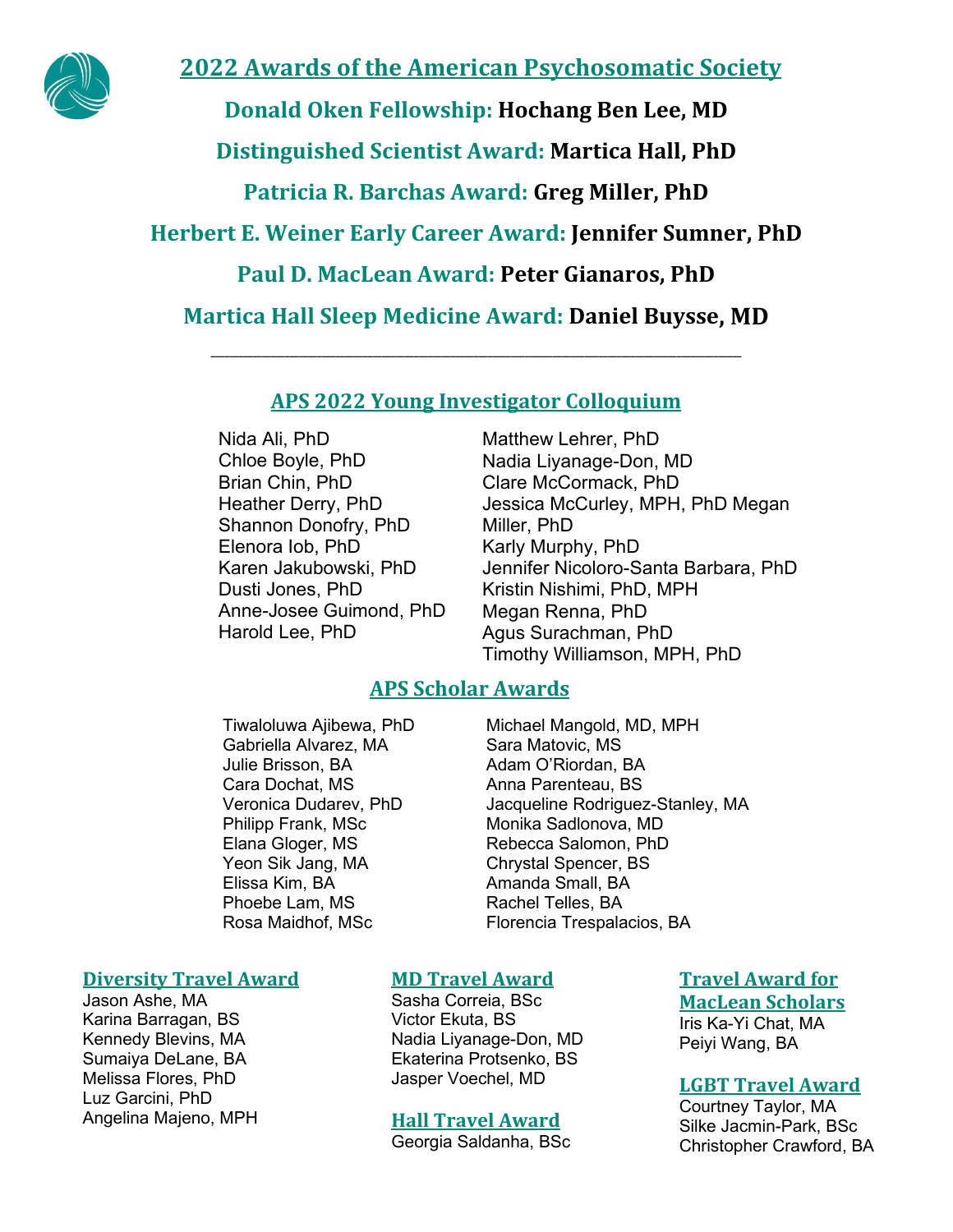# 2022 Awards of the American Psychosomatic Society

**Donald Oken Fellowship: Hochang Ben Lee, MD**

**Distinguished Scientist Award: Martica Hall, PhD**

**Patricia R. Barchas Award: Greg Miller, PhD**

**Herbert E. Weiner Early Career Award: Jennifer Sumner, PhD**

**Paul D. MacLean Award: Peter Gianaros, PhD**

**Martica Hall Sleep Medicine Award: Daniel Buysse, MD**

---

## APS 2022 Young Investigator Colloquium

Nida Ali, PhD
Chloe Boyle, PhD
Brian Chin, PhD
Heather Derry, PhD
Shannon Donofry, PhD
Elenora Iob, PhD
Karen Jakubowski, PhD
Dusti Jones, PhD
Anne-Josee Guimond, PhD
Harold Lee, PhD
Matthew Lehrer, PhD
Nadia Liyanage-Don, MD
Clare McCormack, PhD
Jessica McCurley, MPH, PhD Megan Miller, PhD
Karly Murphy, PhD
Jennifer Nicoloro-Santa Barbara, PhD
Kristin Nishimi, PhD, MPH
Megan Renna, PhD
Agus Surachman, PhD
Timothy Williamson, MPH, PhD

## APS Scholar Awards

Tiwaloluwa Ajibewa, PhD
Gabriella Alvarez, MA
Julie Brisson, BA
Cara Dochat, MS
Veronica Dudarev, PhD
Philipp Frank, MSc
Elana Gloger, MS
Yeon Sik Jang, MA
Elissa Kim, BA
Phoebe Lam, MS
Rosa Maidhof, MSc
Michael Mangold, MD, MPH
Sara Matovic, MS
Adam O'Riordan, BA
Anna Parenteau, BS
Jacqueline Rodriguez-Stanley, MA
Monika Sadlonova, MD
Rebecca Salomon, PhD
Chrystal Spencer, BS
Amanda Small, BA
Rachel Telles, BA
Florencia Trespalacios, BA

### Diversity Travel Award

Jason Ashe, MA
Karina Barragan, BS
Kennedy Blevins, MA
Sumaiya DeLane, BA
Melissa Flores, PhD
Luz Garcini, PhD
Angelina Majeno, MPH

### MD Travel Award

Sasha Correia, BSc
Victor Ekuta, BS
Nadia Liyanage-Don, MD
Ekaterina Protsenko, BS
Jasper Voechel, MD

### Hall Travel Award

Georgia Saldanha, BSc

### Travel Award for MacLean Scholars

Iris Ka-Yi Chat, MA
Peiyi Wang, BA

### LGBT Travel Award

Courtney Taylor, MA
Silke Jacmin-Park, BSc
Christopher Crawford, BA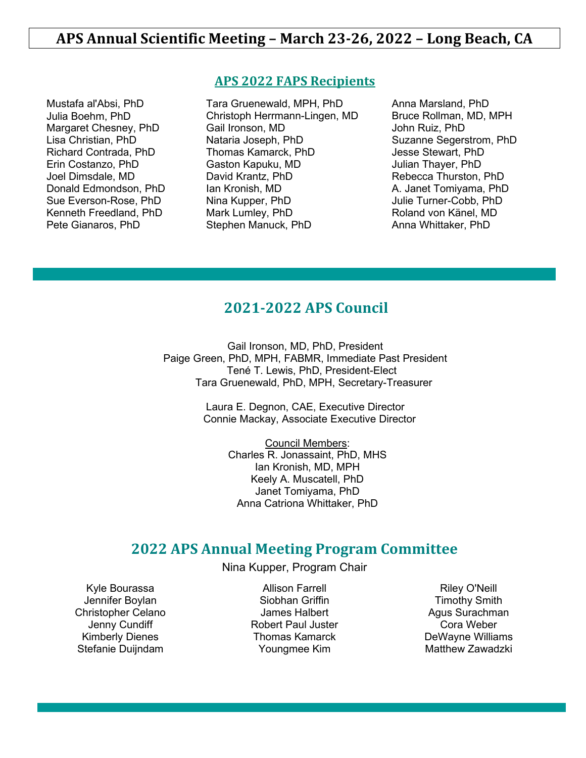# APS Annual Scientific Meeting – March 23-26, 2022 – Long Beach, CA

## APS 2022 FAPS Recipients

Mustafa al'Absi, PhD
Julia Boehm, PhD
Margaret Chesney, PhD
Lisa Christian, PhD
Richard Contrada, PhD
Erin Costanzo, PhD
Joel Dimsdale, MD
Donald Edmondson, PhD
Sue Everson-Rose, PhD
Kenneth Freedland, PhD
Pete Gianaros, PhD
Tara Gruenewald, MPH, PhD
Christoph Herrmann-Lingen, MD
Gail Ironson, MD
Nataria Joseph, PhD
Thomas Kamarck, PhD
Gaston Kapuku, MD
David Krantz, PhD
Ian Kronish, MD
Nina Kupper, PhD
Mark Lumley, PhD
Stephen Manuck, PhD
Anna Marsland, PhD
Bruce Rollman, MD, MPH
John Ruiz, PhD
Suzanne Segerstrom, PhD
Jesse Stewart, PhD
Julian Thayer, PhD
Rebecca Thurston, PhD
A. Janet Tomiyama, PhD
Julie Turner-Cobb, PhD
Roland von Känel, MD
Anna Whittaker, PhD

## 2021-2022 APS Council

Gail Ironson, MD, PhD, President
Paige Green, PhD, MPH, FABMR, Immediate Past President
Tené T. Lewis, PhD, President-Elect
Tara Gruenewald, PhD, MPH, Secretary-Treasurer

Laura E. Degnon, CAE, Executive Director
Connie Mackay, Associate Executive Director

Council Members:
Charles R. Jonassaint, PhD, MHS
Ian Kronish, MD, MPH
Keely A. Muscatell, PhD
Janet Tomiyama, PhD
Anna Catriona Whittaker, PhD

## 2022 APS Annual Meeting Program Committee

Nina Kupper, Program Chair

Kyle Bourassa
Jennifer Boylan
Christopher Celano
Jenny Cundiff
Kimberly Dienes
Stefanie Duijndam
Allison Farrell
Siobhan Griffin
James Halbert
Robert Paul Juster
Thomas Kamarck
Youngmee Kim
Riley O'Neill
Timothy Smith
Agus Surachman
Cora Weber
DeWayne Williams
Matthew Zawadzki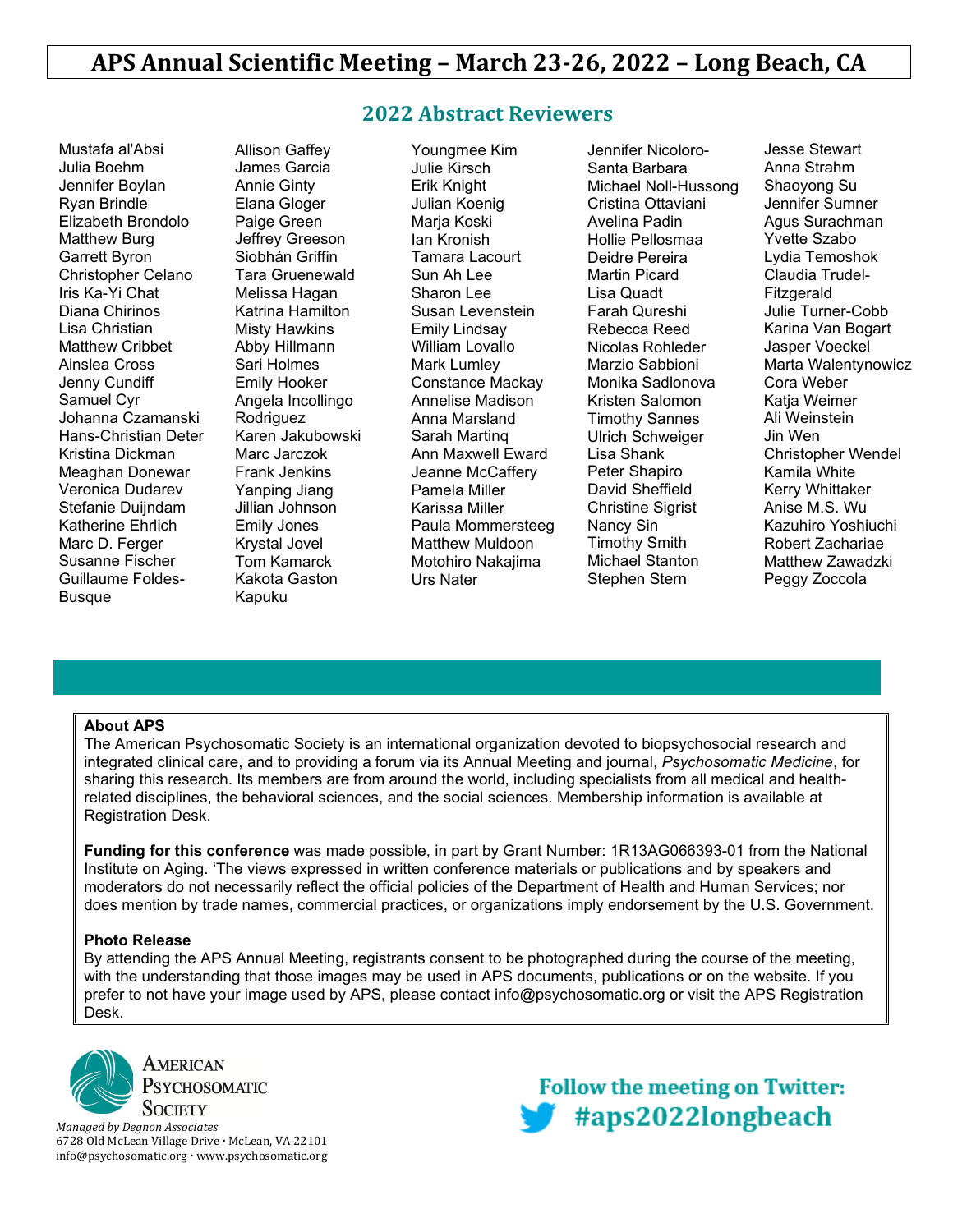# APS Annual Scientific Meeting – March 23-26, 2022 – Long Beach, CA

## 2022 Abstract Reviewers

Mustafa al'Absi
Julia Boehm
Jennifer Boylan
Ryan Brindle
Elizabeth Brondolo
Matthew Burg
Garrett Byron
Christopher Celano
Iris Ka-Yi Chat
Diana Chirinos
Lisa Christian
Matthew Cribbet
Ainslea Cross
Jenny Cundiff
Samuel Cyr
Johanna Czamanski
Hans-Christian Deter
Kristina Dickman
Meaghan Donewar
Veronica Dudarev
Stefanie Duijndam
Katherine Ehrlich
Marc D. Ferger
Susanne Fischer
Guillaume Foldes-Busque
Allison Gaffey
James Garcia
Annie Ginty
Elana Gloger
Paige Green
Jeffrey Greeson
Siobhán Griffin
Tara Gruenewald
Melissa Hagan
Katrina Hamilton
Misty Hawkins
Abby Hillmann
Sari Holmes
Emily Hooker
Angela Incollingo Rodriguez
Karen Jakubowski
Marc Jarczok
Frank Jenkins
Yanping Jiang
Jillian Johnson
Emily Jones
Krystal Jovel
Tom Kamarck
Kakota Gaston Kapuku
Youngmee Kim
Julie Kirsch
Erik Knight
Julian Koenig
Marja Koski
Ian Kronish
Tamara Lacourt
Sun Ah Lee
Sharon Lee
Susan Levenstein
Emily Lindsay
William Lovallo
Mark Lumley
Constance Mackay
Annelise Madison
Anna Marsland
Sarah Martinq
Ann Maxwell Eward
Jeanne McCaffery
Pamela Miller
Karissa Miller
Paula Mommersteeg
Matthew Muldoon
Motohiro Nakajima
Urs Nater
Jennifer Nicoloro-Santa Barbara
Michael Noll-Hussong
Cristina Ottaviani
Avelina Padin
Hollie Pellosmaa
Deidre Pereira
Martin Picard
Lisa Quadt
Farah Qureshi
Rebecca Reed
Nicolas Rohleder
Marzio Sabbioni
Monika Sadlonova
Kristen Salomon
Timothy Sannes
Ulrich Schweiger
Lisa Shank
Peter Shapiro
David Sheffield
Christine Sigrist
Nancy Sin
Timothy Smith
Michael Stanton
Stephen Stern
Jesse Stewart
Anna Strahm
Shaoyong Su
Jennifer Sumner
Agus Surachman
Yvette Szabo
Lydia Temoshok
Claudia Trudel-Fitzgerald
Julie Turner-Cobb
Karina Van Bogart
Jasper Voeckel
Marta Walentynowicz
Cora Weber
Katja Weimer
Ali Weinstein
Jin Wen
Christopher Wendel
Kamila White
Kerry Whittaker
Anise M.S. Wu
Kazuhiro Yoshiuchi
Robert Zachariae
Matthew Zawadzki
Peggy Zoccola

**About APS**
The American Psychosomatic Society is an international organization devoted to biopsychosocial research and integrated clinical care, and to providing a forum via its Annual Meeting and journal, *Psychosomatic Medicine*, for sharing this research. Its members are from around the world, including specialists from all medical and health-related disciplines, the behavioral sciences, and the social sciences. Membership information is available at Registration Desk.

**Funding for this conference** was made possible, in part by Grant Number: 1R13AG066393-01 from the National Institute on Aging. 'The views expressed in written conference materials or publications and by speakers and moderators do not necessarily reflect the official policies of the Department of Health and Human Services; nor does mention by trade names, commercial practices, or organizations imply endorsement by the U.S. Government.

**Photo Release**
By attending the APS Annual Meeting, registrants consent to be photographed during the course of the meeting, with the understanding that those images may be used in APS documents, publications or on the website. If you prefer to not have your image used by APS, please contact info@psychosomatic.org or visit the APS Registration Desk.

American Psychosomatic Society
*Managed by Degnon Associates*
6728 Old McLean Village Drive • McLean, VA 22101
info@psychosomatic.org • www.psychosomatic.org

Follow the meeting on Twitter:
#aps2022longbeach